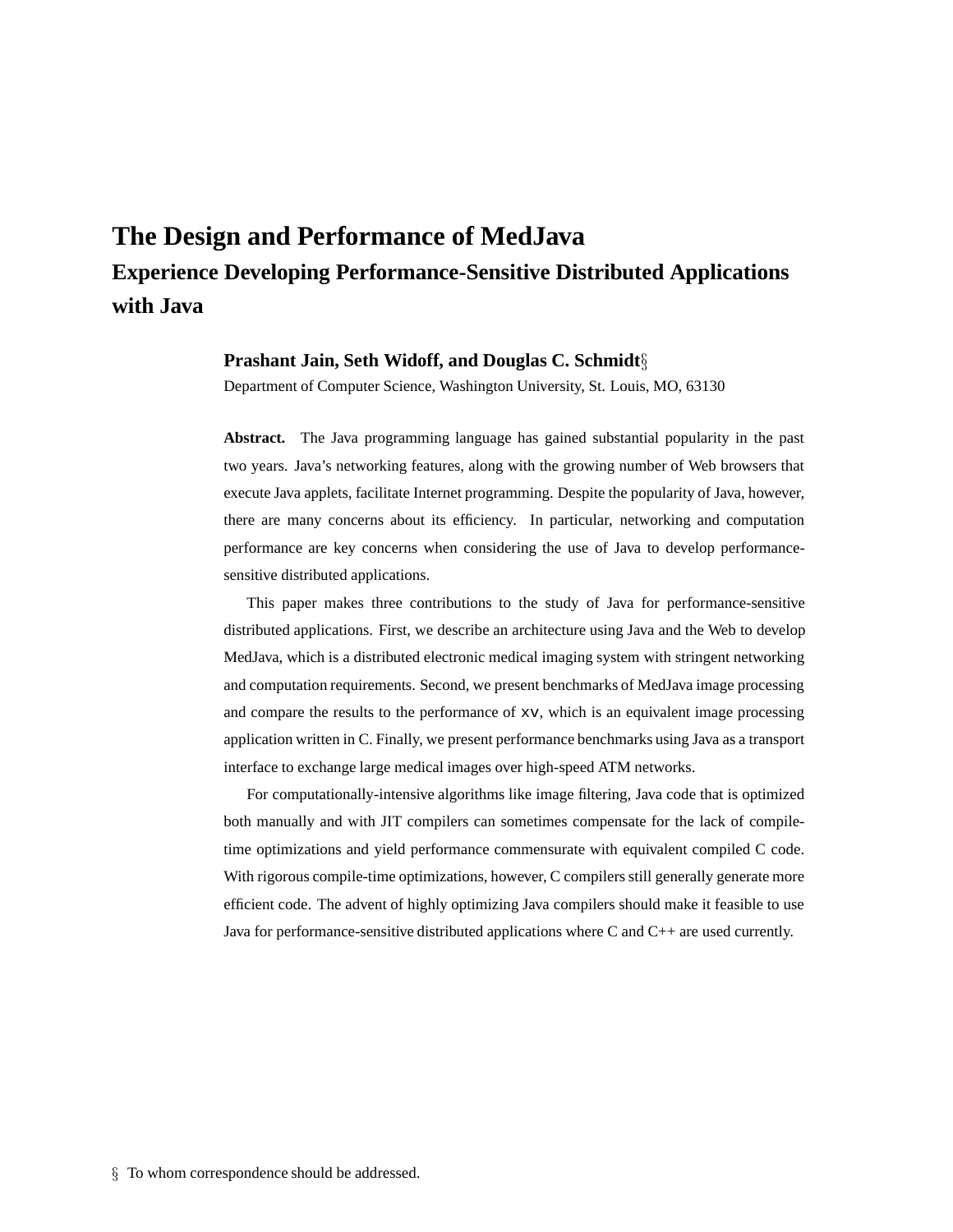# The Design and Performance of MedJava

## Experience Developing Performance-Sensitive Distributed Applications with Java

**Prashant Jain, Seth Widoff, and Douglas C. Schmidt§**

Department of Computer Science, Washington University, St. Louis, MO, 63130

**Abstract.** The Java programming language has gained substantial popularity in the past two years. Java's networking features, along with the growing number of Web browsers that execute Java applets, facilitate Internet programming. Despite the popularity of Java, however, there are many concerns about its efficiency. In particular, networking and computation performance are key concerns when considering the use of Java to develop performance-sensitive distributed applications.

This paper makes three contributions to the study of Java for performance-sensitive distributed applications. First, we describe an architecture using Java and the Web to develop MedJava, which is a distributed electronic medical imaging system with stringent networking and computation requirements. Second, we present benchmarks of MedJava image processing and compare the results to the performance of `xv`, which is an equivalent image processing application written in C. Finally, we present performance benchmarks using Java as a transport interface to exchange large medical images over high-speed ATM networks.

For computationally-intensive algorithms like image filtering, Java code that is optimized both manually and with JIT compilers can sometimes compensate for the lack of compile-time optimizations and yield performance commensurate with equivalent compiled C code. With rigorous compile-time optimizations, however, C compilers still generally generate more efficient code. The advent of highly optimizing Java compilers should make it feasible to use Java for performance-sensitive distributed applications where C and C++ are used currently.

§ To whom correspondence should be addressed.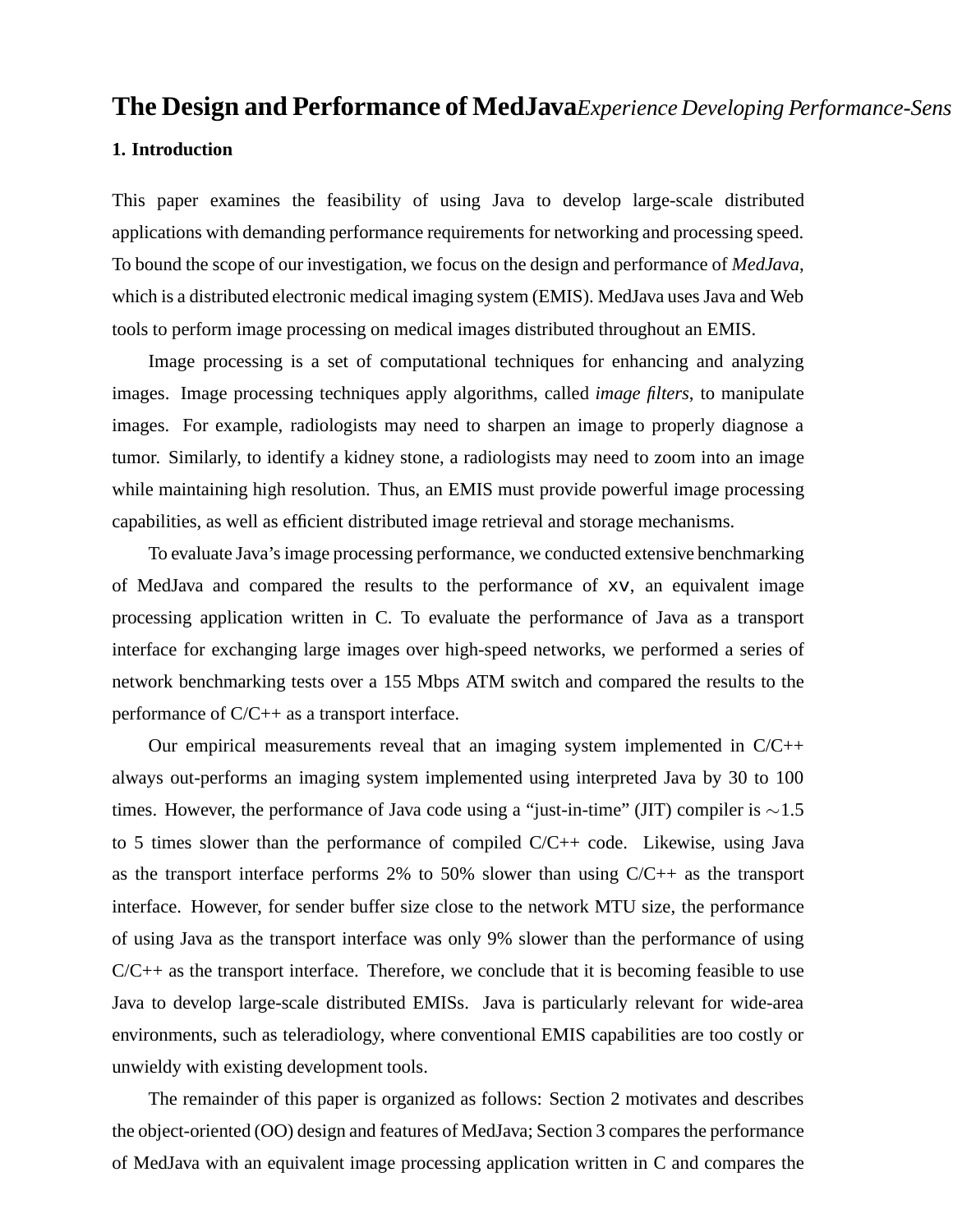# The Design and Performance of MedJava*Experience Developing Performance-Sens*

## 1. Introduction

This paper examines the feasibility of using Java to develop large-scale distributed applications with demanding performance requirements for networking and processing speed. To bound the scope of our investigation, we focus on the design and performance of *MedJava*, which is a distributed electronic medical imaging system (EMIS). MedJava uses Java and Web tools to perform image processing on medical images distributed throughout an EMIS.

Image processing is a set of computational techniques for enhancing and analyzing images. Image processing techniques apply algorithms, called *image filters*, to manipulate images. For example, radiologists may need to sharpen an image to properly diagnose a tumor. Similarly, to identify a kidney stone, a radiologists may need to zoom into an image while maintaining high resolution. Thus, an EMIS must provide powerful image processing capabilities, as well as efficient distributed image retrieval and storage mechanisms.

To evaluate Java's image processing performance, we conducted extensive benchmarking of MedJava and compared the results to the performance of `xv`, an equivalent image processing application written in C. To evaluate the performance of Java as a transport interface for exchanging large images over high-speed networks, we performed a series of network benchmarking tests over a 155 Mbps ATM switch and compared the results to the performance of C/C++ as a transport interface.

Our empirical measurements reveal that an imaging system implemented in C/C++ always out-performs an imaging system implemented using interpreted Java by 30 to 100 times. However, the performance of Java code using a "just-in-time" (JIT) compiler is $\sim$1.5 to 5 times slower than the performance of compiled C/C++ code. Likewise, using Java as the transport interface performs 2% to 50% slower than using C/C++ as the transport interface. However, for sender buffer size close to the network MTU size, the performance of using Java as the transport interface was only 9% slower than the performance of using C/C++ as the transport interface. Therefore, we conclude that it is becoming feasible to use Java to develop large-scale distributed EMISs. Java is particularly relevant for wide-area environments, such as teleradiology, where conventional EMIS capabilities are too costly or unwieldy with existing development tools.

The remainder of this paper is organized as follows: Section 2 motivates and describes the object-oriented (OO) design and features of MedJava; Section 3 compares the performance of MedJava with an equivalent image processing application written in C and compares the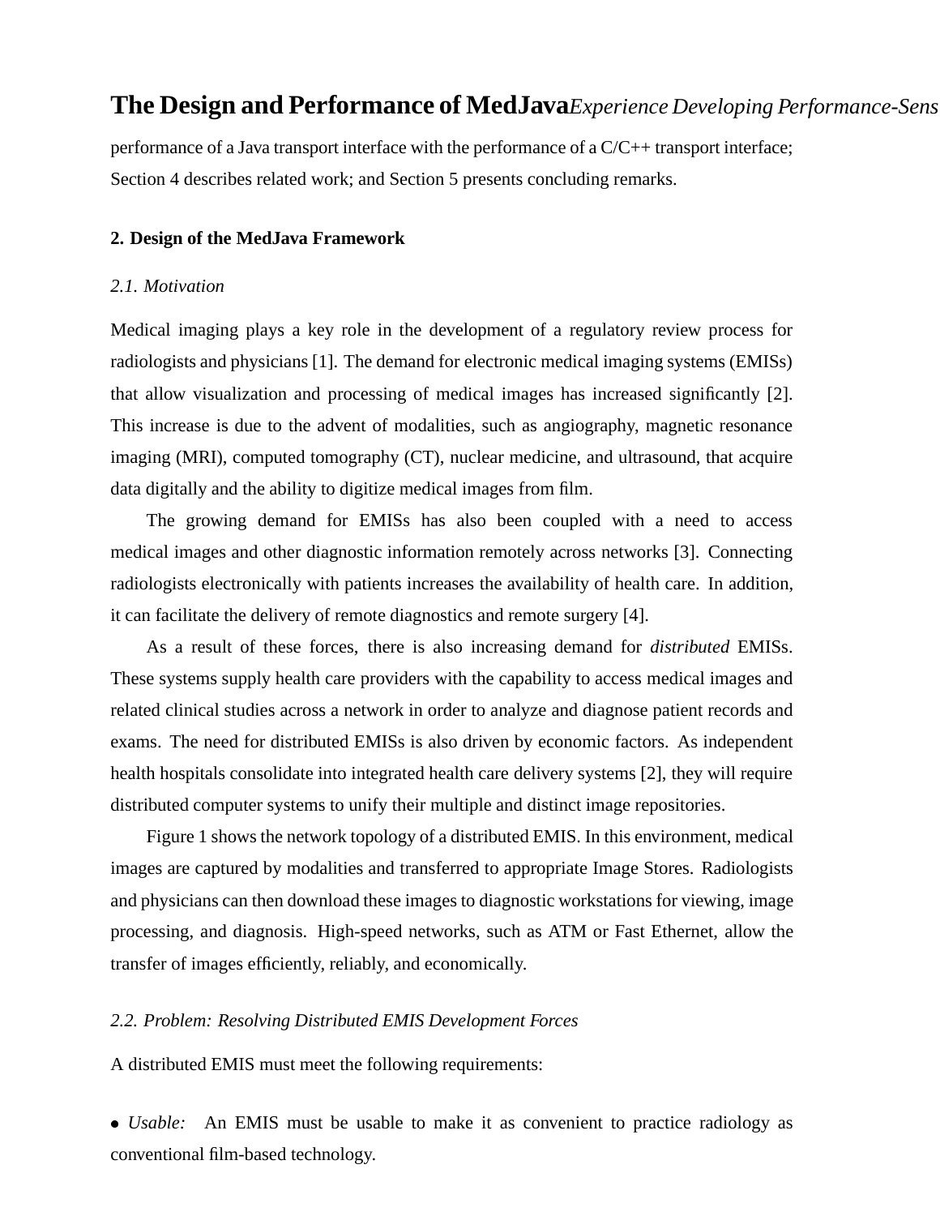performance of a Java transport interface with the performance of a C/C++ transport interface; Section 4 describes related work; and Section 5 presents concluding remarks.

## 2. Design of the MedJava Framework

### *2.1. Motivation*

Medical imaging plays a key role in the development of a regulatory review process for radiologists and physicians [1]. The demand for electronic medical imaging systems (EMISs) that allow visualization and processing of medical images has increased significantly [2]. This increase is due to the advent of modalities, such as angiography, magnetic resonance imaging (MRI), computed tomography (CT), nuclear medicine, and ultrasound, that acquire data digitally and the ability to digitize medical images from film.

The growing demand for EMISs has also been coupled with a need to access medical images and other diagnostic information remotely across networks [3]. Connecting radiologists electronically with patients increases the availability of health care. In addition, it can facilitate the delivery of remote diagnostics and remote surgery [4].

As a result of these forces, there is also increasing demand for *distributed* EMISs. These systems supply health care providers with the capability to access medical images and related clinical studies across a network in order to analyze and diagnose patient records and exams. The need for distributed EMISs is also driven by economic factors. As independent health hospitals consolidate into integrated health care delivery systems [2], they will require distributed computer systems to unify their multiple and distinct image repositories.

Figure 1 shows the network topology of a distributed EMIS. In this environment, medical images are captured by modalities and transferred to appropriate Image Stores. Radiologists and physicians can then download these images to diagnostic workstations for viewing, image processing, and diagnosis. High-speed networks, such as ATM or Fast Ethernet, allow the transfer of images efficiently, reliably, and economically.

### *2.2. Problem: Resolving Distributed EMIS Development Forces*

A distributed EMIS must meet the following requirements:

- *Usable:* An EMIS must be usable to make it as convenient to practice radiology as conventional film-based technology.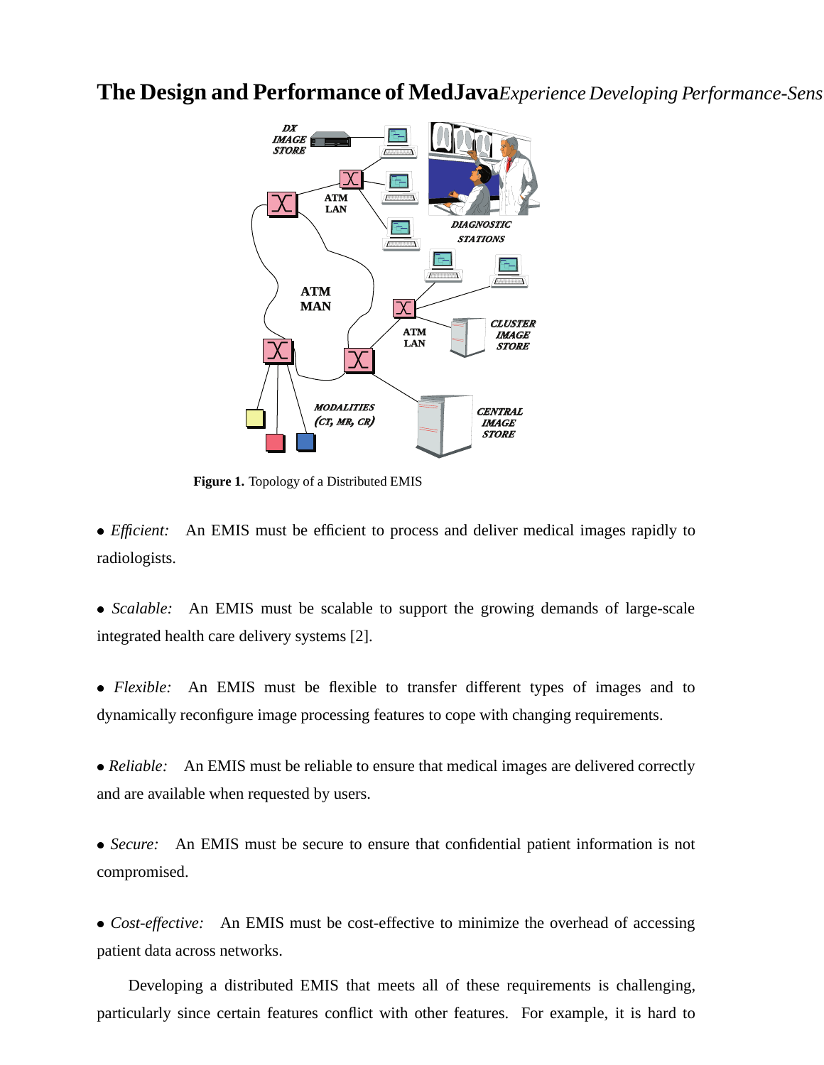Figure 1. Topology of a Distributed EMIS

- *Efficient:* An EMIS must be efficient to process and deliver medical images rapidly to radiologists.

- *Scalable:* An EMIS must be scalable to support the growing demands of large-scale integrated health care delivery systems [2].

- *Flexible:* An EMIS must be flexible to transfer different types of images and to dynamically reconfigure image processing features to cope with changing requirements.

- *Reliable:* An EMIS must be reliable to ensure that medical images are delivered correctly and are available when requested by users.

- *Secure:* An EMIS must be secure to ensure that confidential patient information is not compromised.

- *Cost-effective:* An EMIS must be cost-effective to minimize the overhead of accessing patient data across networks.

Developing a distributed EMIS that meets all of these requirements is challenging, particularly since certain features conflict with other features. For example, it is hard to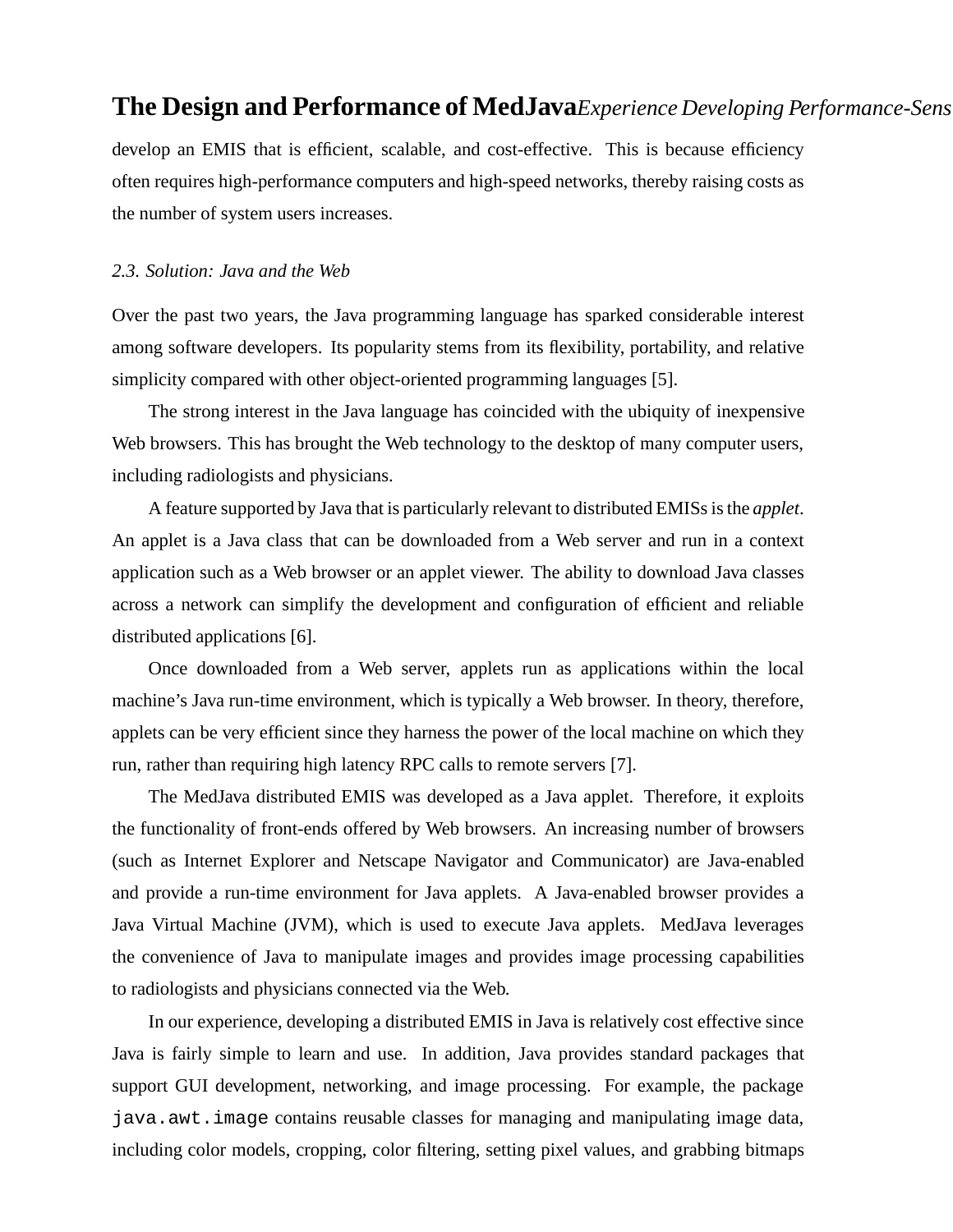develop an EMIS that is efficient, scalable, and cost-effective. This is because efficiency often requires high-performance computers and high-speed networks, thereby raising costs as the number of system users increases.

### *2.3. Solution: Java and the Web*

Over the past two years, the Java programming language has sparked considerable interest among software developers. Its popularity stems from its flexibility, portability, and relative simplicity compared with other object-oriented programming languages [5].

The strong interest in the Java language has coincided with the ubiquity of inexpensive Web browsers. This has brought the Web technology to the desktop of many computer users, including radiologists and physicians.

A feature supported by Java that is particularly relevant to distributed EMISs is the *applet*. An applet is a Java class that can be downloaded from a Web server and run in a context application such as a Web browser or an applet viewer. The ability to download Java classes across a network can simplify the development and configuration of efficient and reliable distributed applications [6].

Once downloaded from a Web server, applets run as applications within the local machine's Java run-time environment, which is typically a Web browser. In theory, therefore, applets can be very efficient since they harness the power of the local machine on which they run, rather than requiring high latency RPC calls to remote servers [7].

The MedJava distributed EMIS was developed as a Java applet. Therefore, it exploits the functionality of front-ends offered by Web browsers. An increasing number of browsers (such as Internet Explorer and Netscape Navigator and Communicator) are Java-enabled and provide a run-time environment for Java applets. A Java-enabled browser provides a Java Virtual Machine (JVM), which is used to execute Java applets. MedJava leverages the convenience of Java to manipulate images and provides image processing capabilities to radiologists and physicians connected via the Web.

In our experience, developing a distributed EMIS in Java is relatively cost effective since Java is fairly simple to learn and use. In addition, Java provides standard packages that support GUI development, networking, and image processing. For example, the package `java.awt.image` contains reusable classes for managing and manipulating image data, including color models, cropping, color filtering, setting pixel values, and grabbing bitmaps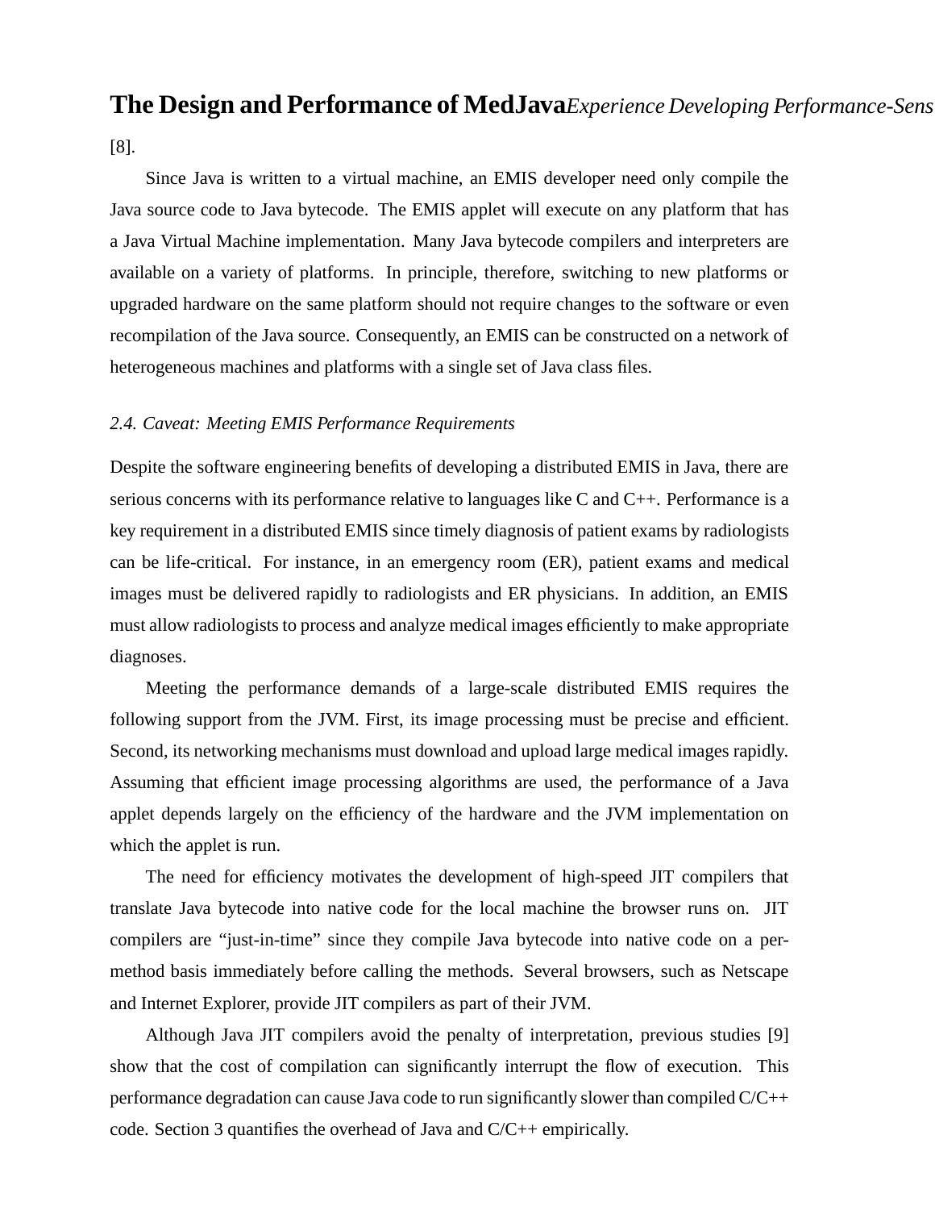[8].

Since Java is written to a virtual machine, an EMIS developer need only compile the Java source code to Java bytecode. The EMIS applet will execute on any platform that has a Java Virtual Machine implementation. Many Java bytecode compilers and interpreters are available on a variety of platforms. In principle, therefore, switching to new platforms or upgraded hardware on the same platform should not require changes to the software or even recompilation of the Java source. Consequently, an EMIS can be constructed on a network of heterogeneous machines and platforms with a single set of Java class files.

### *2.4. Caveat: Meeting EMIS Performance Requirements*

Despite the software engineering benefits of developing a distributed EMIS in Java, there are serious concerns with its performance relative to languages like C and C++. Performance is a key requirement in a distributed EMIS since timely diagnosis of patient exams by radiologists can be life-critical. For instance, in an emergency room (ER), patient exams and medical images must be delivered rapidly to radiologists and ER physicians. In addition, an EMIS must allow radiologists to process and analyze medical images efficiently to make appropriate diagnoses.

Meeting the performance demands of a large-scale distributed EMIS requires the following support from the JVM. First, its image processing must be precise and efficient. Second, its networking mechanisms must download and upload large medical images rapidly. Assuming that efficient image processing algorithms are used, the performance of a Java applet depends largely on the efficiency of the hardware and the JVM implementation on which the applet is run.

The need for efficiency motivates the development of high-speed JIT compilers that translate Java bytecode into native code for the local machine the browser runs on. JIT compilers are "just-in-time" since they compile Java bytecode into native code on a per-method basis immediately before calling the methods. Several browsers, such as Netscape and Internet Explorer, provide JIT compilers as part of their JVM.

Although Java JIT compilers avoid the penalty of interpretation, previous studies [9] show that the cost of compilation can significantly interrupt the flow of execution. This performance degradation can cause Java code to run significantly slower than compiled C/C++ code. Section 3 quantifies the overhead of Java and C/C++ empirically.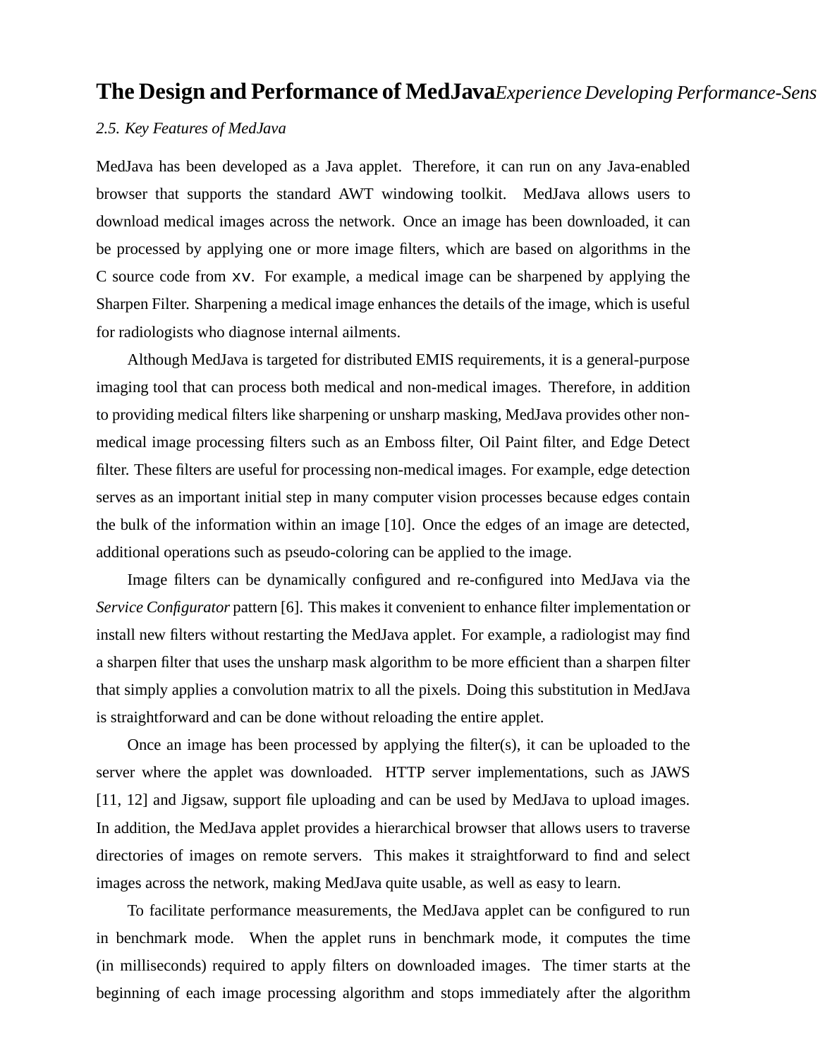*2.5. Key Features of MedJava*

MedJava has been developed as a Java applet. Therefore, it can run on any Java-enabled browser that supports the standard AWT windowing toolkit. MedJava allows users to download medical images across the network. Once an image has been downloaded, it can be processed by applying one or more image filters, which are based on algorithms in the C source code from `xv`. For example, a medical image can be sharpened by applying the Sharpen Filter. Sharpening a medical image enhances the details of the image, which is useful for radiologists who diagnose internal ailments.

Although MedJava is targeted for distributed EMIS requirements, it is a general-purpose imaging tool that can process both medical and non-medical images. Therefore, in addition to providing medical filters like sharpening or unsharp masking, MedJava provides other non-medical image processing filters such as an Emboss filter, Oil Paint filter, and Edge Detect filter. These filters are useful for processing non-medical images. For example, edge detection serves as an important initial step in many computer vision processes because edges contain the bulk of the information within an image [10]. Once the edges of an image are detected, additional operations such as pseudo-coloring can be applied to the image.

Image filters can be dynamically configured and re-configured into MedJava via the *Service Configurator* pattern [6]. This makes it convenient to enhance filter implementation or install new filters without restarting the MedJava applet. For example, a radiologist may find a sharpen filter that uses the unsharp mask algorithm to be more efficient than a sharpen filter that simply applies a convolution matrix to all the pixels. Doing this substitution in MedJava is straightforward and can be done without reloading the entire applet.

Once an image has been processed by applying the filter(s), it can be uploaded to the server where the applet was downloaded. HTTP server implementations, such as JAWS [11, 12] and Jigsaw, support file uploading and can be used by MedJava to upload images. In addition, the MedJava applet provides a hierarchical browser that allows users to traverse directories of images on remote servers. This makes it straightforward to find and select images across the network, making MedJava quite usable, as well as easy to learn.

To facilitate performance measurements, the MedJava applet can be configured to run in benchmark mode. When the applet runs in benchmark mode, it computes the time (in milliseconds) required to apply filters on downloaded images. The timer starts at the beginning of each image processing algorithm and stops immediately after the algorithm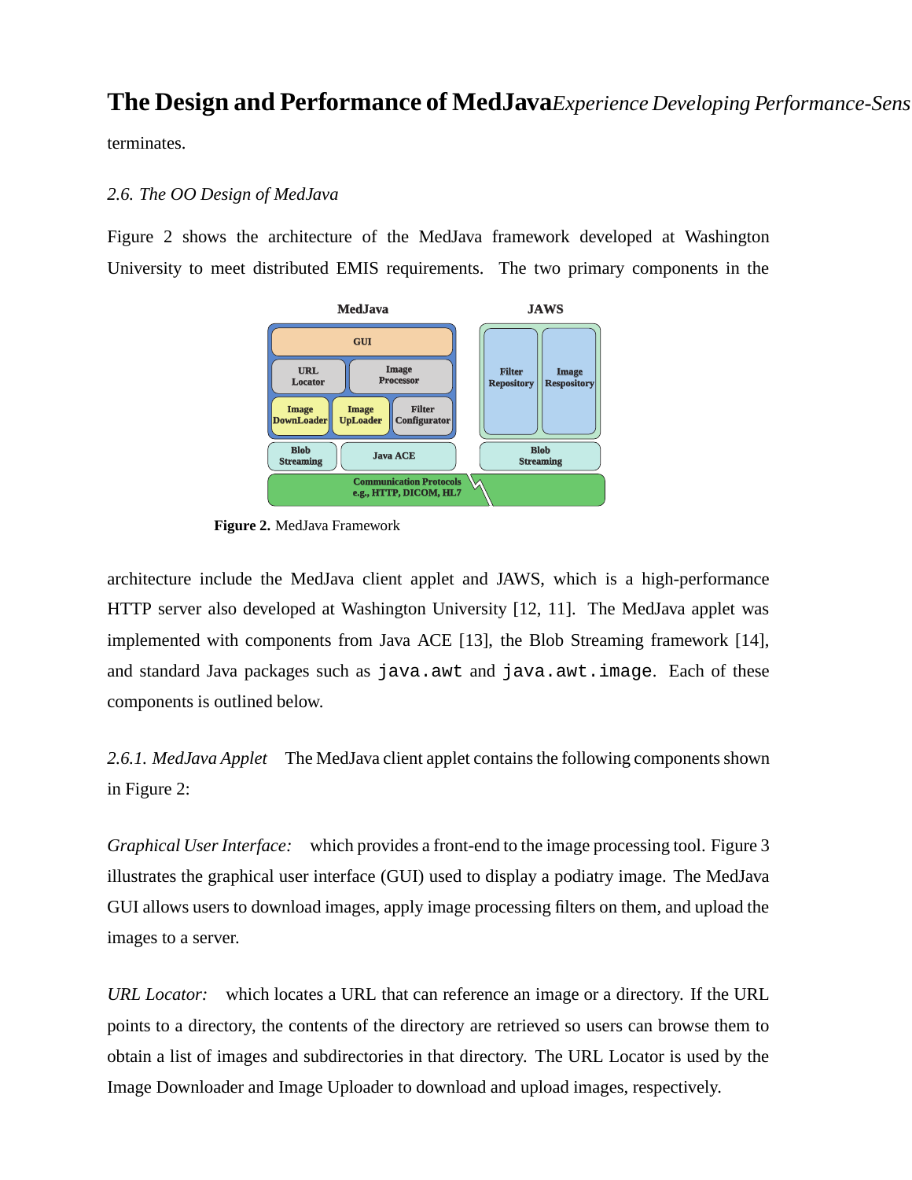terminates.

### 2.6. The OO Design of MedJava

Figure 2 shows the architecture of the MedJava framework developed at Washington University to meet distributed EMIS requirements. The two primary components in the architecture include the MedJava client applet and JAWS, which is a high-performance HTTP server also developed at Washington University [12, 11]. The MedJava applet was implemented with components from Java ACE [13], the Blob Streaming framework [14], and standard Java packages such as `java.awt` and `java.awt.image`. Each of these components is outlined below.

**Figure 2.** MedJava Framework

*2.6.1. MedJava Applet* The MedJava client applet contains the following components shown in Figure 2:

*Graphical User Interface:* which provides a front-end to the image processing tool. Figure 3 illustrates the graphical user interface (GUI) used to display a podiatry image. The MedJava GUI allows users to download images, apply image processing filters on them, and upload the images to a server.

*URL Locator:* which locates a URL that can reference an image or a directory. If the URL points to a directory, the contents of the directory are retrieved so users can browse them to obtain a list of images and subdirectories in that directory. The URL Locator is used by the Image Downloader and Image Uploader to download and upload images, respectively.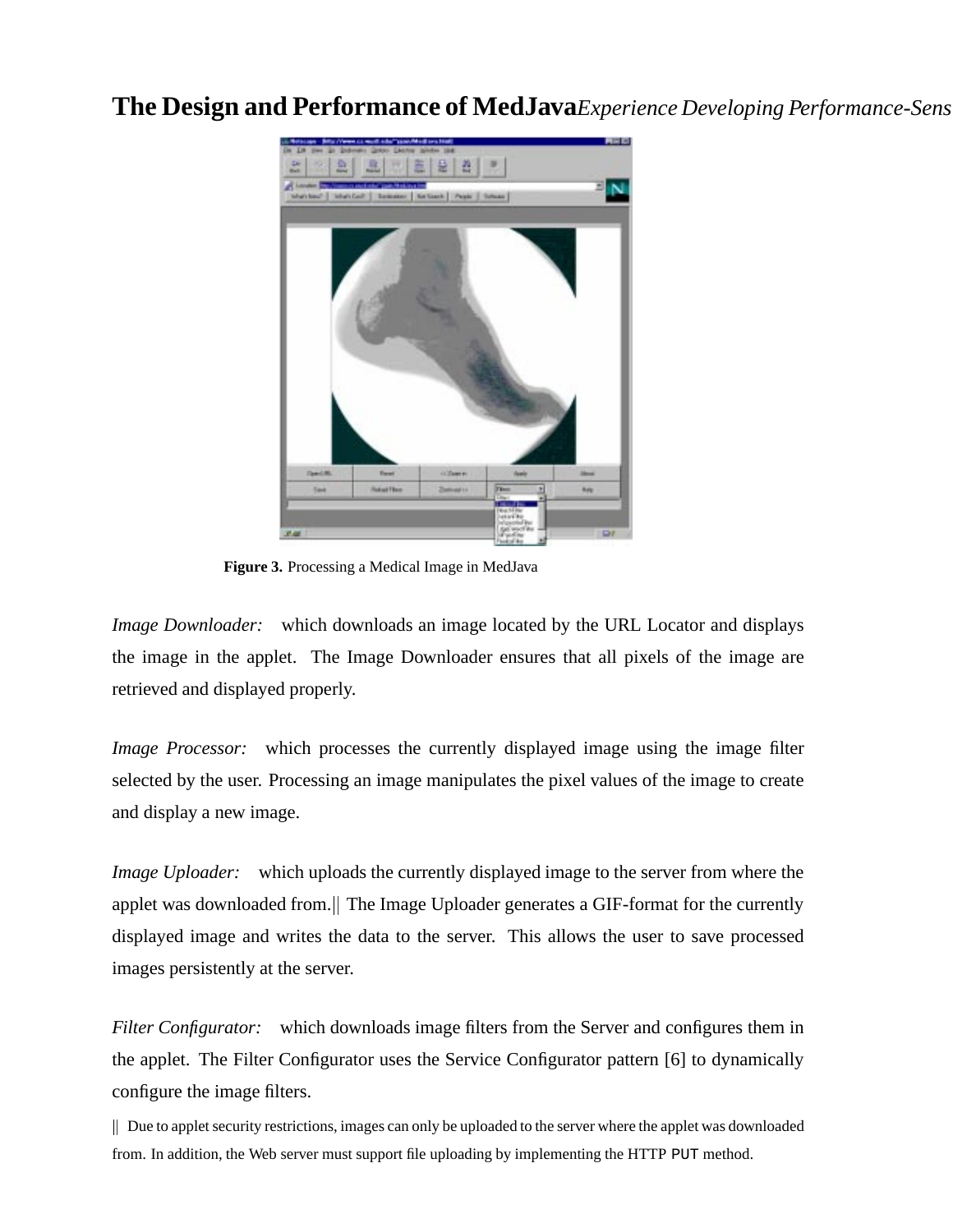Figure 3. Processing a Medical Image in MedJava

*Image Downloader:* which downloads an image located by the URL Locator and displays the image in the applet. The Image Downloader ensures that all pixels of the image are retrieved and displayed properly.

*Image Processor:* which processes the currently displayed image using the image filter selected by the user. Processing an image manipulates the pixel values of the image to create and display a new image.

*Image Uploader:* which uploads the currently displayed image to the server from where the applet was downloaded from.|| The Image Uploader generates a GIF-format for the currently displayed image and writes the data to the server. This allows the user to save processed images persistently at the server.

*Filter Configurator:* which downloads image filters from the Server and configures them in the applet. The Filter Configurator uses the Service Configurator pattern [6] to dynamically configure the image filters.

|| Due to applet security restrictions, images can only be uploaded to the server where the applet was downloaded from. In addition, the Web server must support file uploading by implementing the HTTP `PUT` method.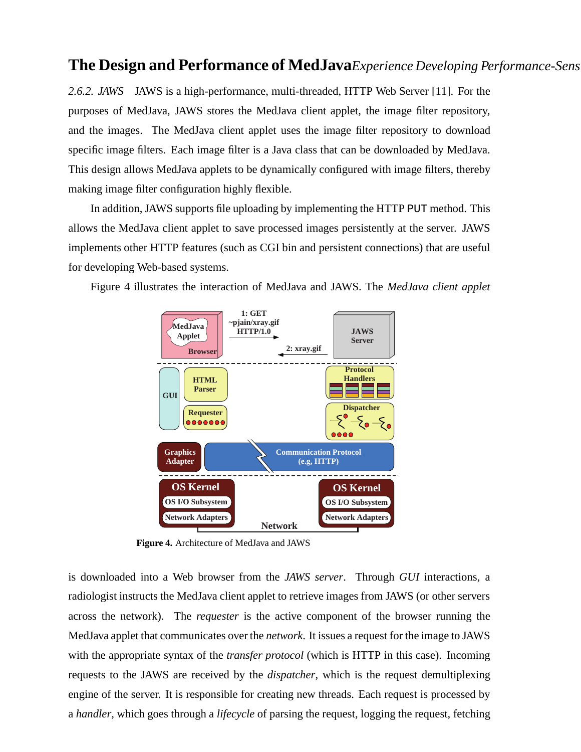*2.6.2. JAWS* JAWS is a high-performance, multi-threaded, HTTP Web Server [11]. For the purposes of MedJava, JAWS stores the MedJava client applet, the image filter repository, and the images. The MedJava client applet uses the image filter repository to download specific image filters. Each image filter is a Java class that can be downloaded by MedJava. This design allows MedJava applets to be dynamically configured with image filters, thereby making image filter configuration highly flexible.

In addition, JAWS supports file uploading by implementing the HTTP `PUT` method. This allows the MedJava client applet to save processed images persistently at the server. JAWS implements other HTTP features (such as CGI bin and persistent connections) that are useful for developing Web-based systems.

Figure 4 illustrates the interaction of MedJava and JAWS. The *MedJava client applet*

**Figure 4.** Architecture of MedJava and JAWS

is downloaded into a Web browser from the *JAWS server*. Through *GUI* interactions, a radiologist instructs the MedJava client applet to retrieve images from JAWS (or other servers across the network). The *requester* is the active component of the browser running the MedJava applet that communicates over the *network*. It issues a request for the image to JAWS with the appropriate syntax of the *transfer protocol* (which is HTTP in this case). Incoming requests to the JAWS are received by the *dispatcher*, which is the request demultiplexing engine of the server. It is responsible for creating new threads. Each request is processed by a *handler*, which goes through a *lifecycle* of parsing the request, logging the request, fetching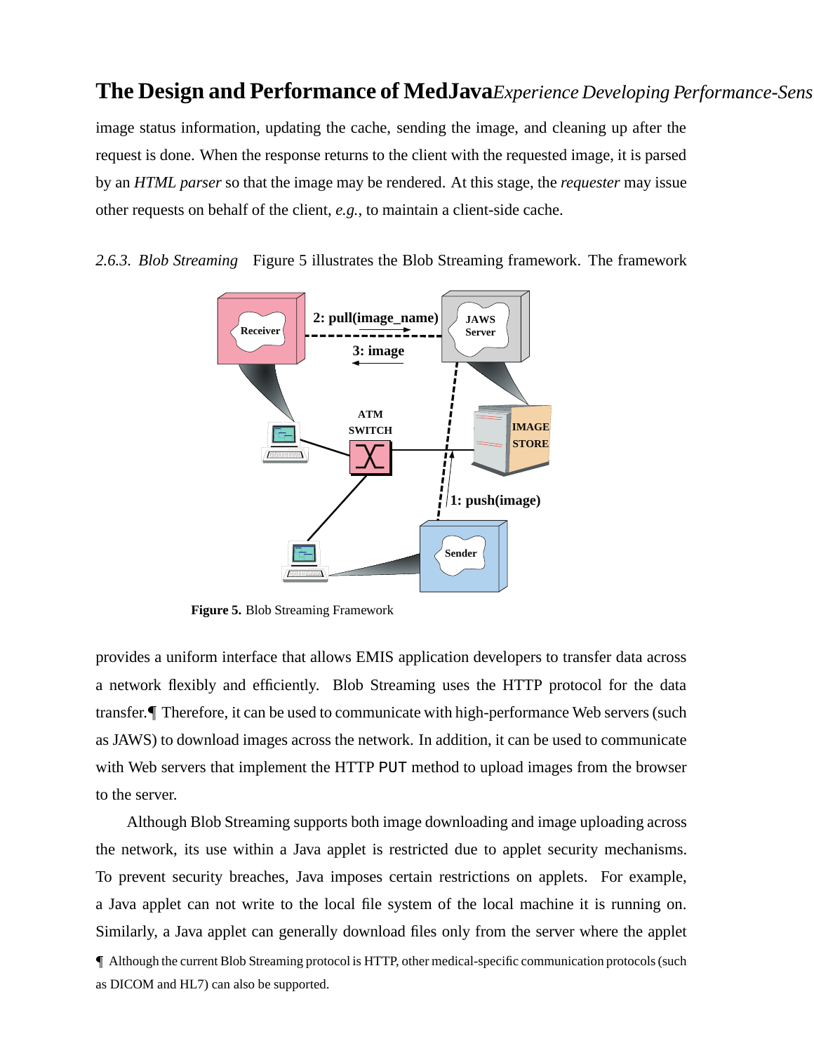image status information, updating the cache, sending the image, and cleaning up after the request is done. When the response returns to the client with the requested image, it is parsed by an *HTML parser* so that the image may be rendered. At this stage, the *requester* may issue other requests on behalf of the client, *e.g.*, to maintain a client-side cache.

*2.6.3. Blob Streaming* Figure 5 illustrates the Blob Streaming framework. The framework

**Figure 5.** Blob Streaming Framework

provides a uniform interface that allows EMIS application developers to transfer data across a network flexibly and efficiently. Blob Streaming uses the HTTP protocol for the data transfer.¶ Therefore, it can be used to communicate with high-performance Web servers (such as JAWS) to download images across the network. In addition, it can be used to communicate with Web servers that implement the HTTP `PUT` method to upload images from the browser to the server.

Although Blob Streaming supports both image downloading and image uploading across the network, its use within a Java applet is restricted due to applet security mechanisms. To prevent security breaches, Java imposes certain restrictions on applets. For example, a Java applet can not write to the local file system of the local machine it is running on. Similarly, a Java applet can generally download files only from the server where the applet

¶ Although the current Blob Streaming protocol is HTTP, other medical-specific communication protocols (such as DICOM and HL7) can also be supported.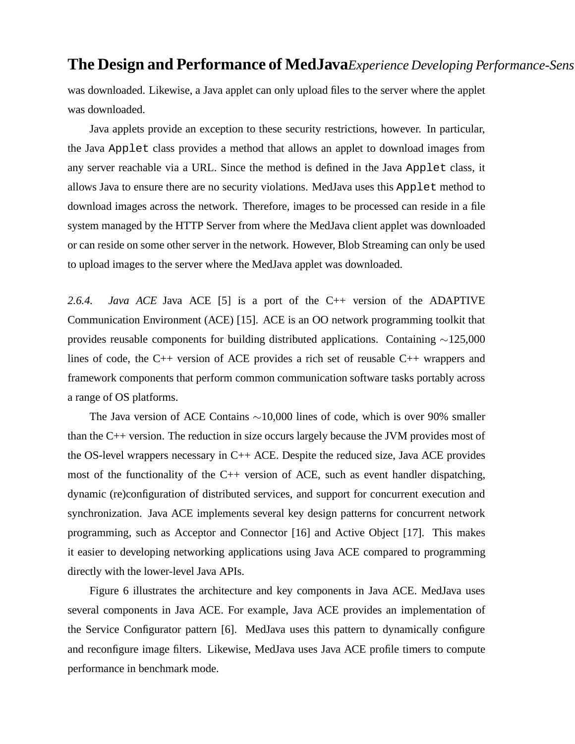was downloaded. Likewise, a Java applet can only upload files to the server where the applet was downloaded.

Java applets provide an exception to these security restrictions, however. In particular, the Java `Applet` class provides a method that allows an applet to download images from any server reachable via a URL. Since the method is defined in the Java `Applet` class, it allows Java to ensure there are no security violations. MedJava uses this `Applet` method to download images across the network. Therefore, images to be processed can reside in a file system managed by the HTTP Server from where the MedJava client applet was downloaded or can reside on some other server in the network. However, Blob Streaming can only be used to upload images to the server where the MedJava applet was downloaded.

*2.6.4. Java ACE* Java ACE [5] is a port of the C++ version of the ADAPTIVE Communication Environment (ACE) [15]. ACE is an OO network programming toolkit that provides reusable components for building distributed applications. Containing $\sim$125,000 lines of code, the C++ version of ACE provides a rich set of reusable C++ wrappers and framework components that perform common communication software tasks portably across a range of OS platforms.

The Java version of ACE Contains $\sim$10,000 lines of code, which is over 90% smaller than the C++ version. The reduction in size occurs largely because the JVM provides most of the OS-level wrappers necessary in C++ ACE. Despite the reduced size, Java ACE provides most of the functionality of the C++ version of ACE, such as event handler dispatching, dynamic (re)configuration of distributed services, and support for concurrent execution and synchronization. Java ACE implements several key design patterns for concurrent network programming, such as Acceptor and Connector [16] and Active Object [17]. This makes it easier to developing networking applications using Java ACE compared to programming directly with the lower-level Java APIs.

Figure 6 illustrates the architecture and key components in Java ACE. MedJava uses several components in Java ACE. For example, Java ACE provides an implementation of the Service Configurator pattern [6]. MedJava uses this pattern to dynamically configure and reconfigure image filters. Likewise, MedJava uses Java ACE profile timers to compute performance in benchmark mode.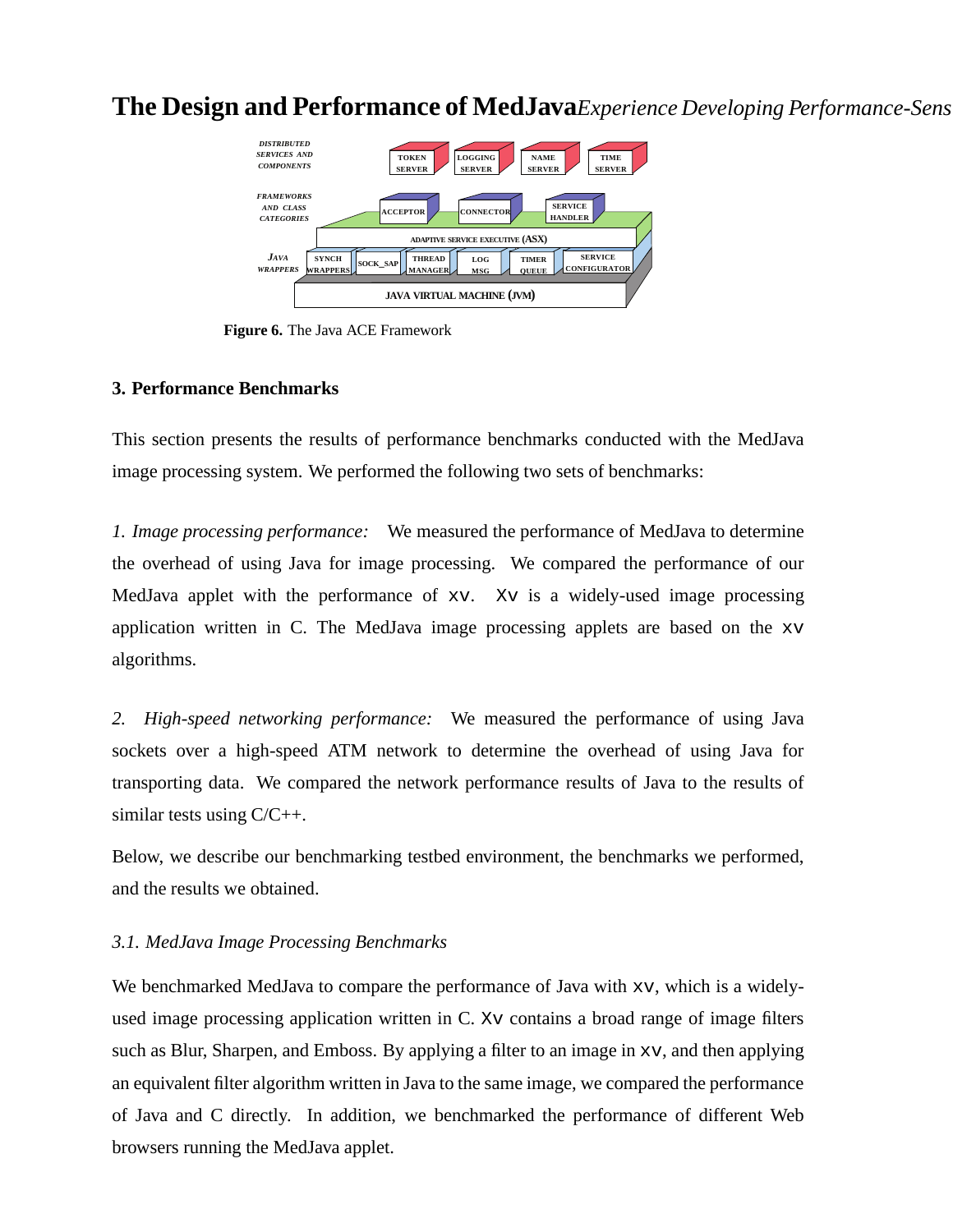**Figure 6.** The Java ACE Framework

## 3. Performance Benchmarks

This section presents the results of performance benchmarks conducted with the MedJava image processing system. We performed the following two sets of benchmarks:

*1. Image processing performance:* We measured the performance of MedJava to determine the overhead of using Java for image processing. We compared the performance of our MedJava applet with the performance of xv. Xv is a widely-used image processing application written in C. The MedJava image processing applets are based on the xv algorithms.

*2. High-speed networking performance:* We measured the performance of using Java sockets over a high-speed ATM network to determine the overhead of using Java for transporting data. We compared the network performance results of Java to the results of similar tests using C/C++.

Below, we describe our benchmarking testbed environment, the benchmarks we performed, and the results we obtained.

### *3.1. MedJava Image Processing Benchmarks*

We benchmarked MedJava to compare the performance of Java with xv, which is a widely-used image processing application written in C. Xv contains a broad range of image filters such as Blur, Sharpen, and Emboss. By applying a filter to an image in xv, and then applying an equivalent filter algorithm written in Java to the same image, we compared the performance of Java and C directly. In addition, we benchmarked the performance of different Web browsers running the MedJava applet.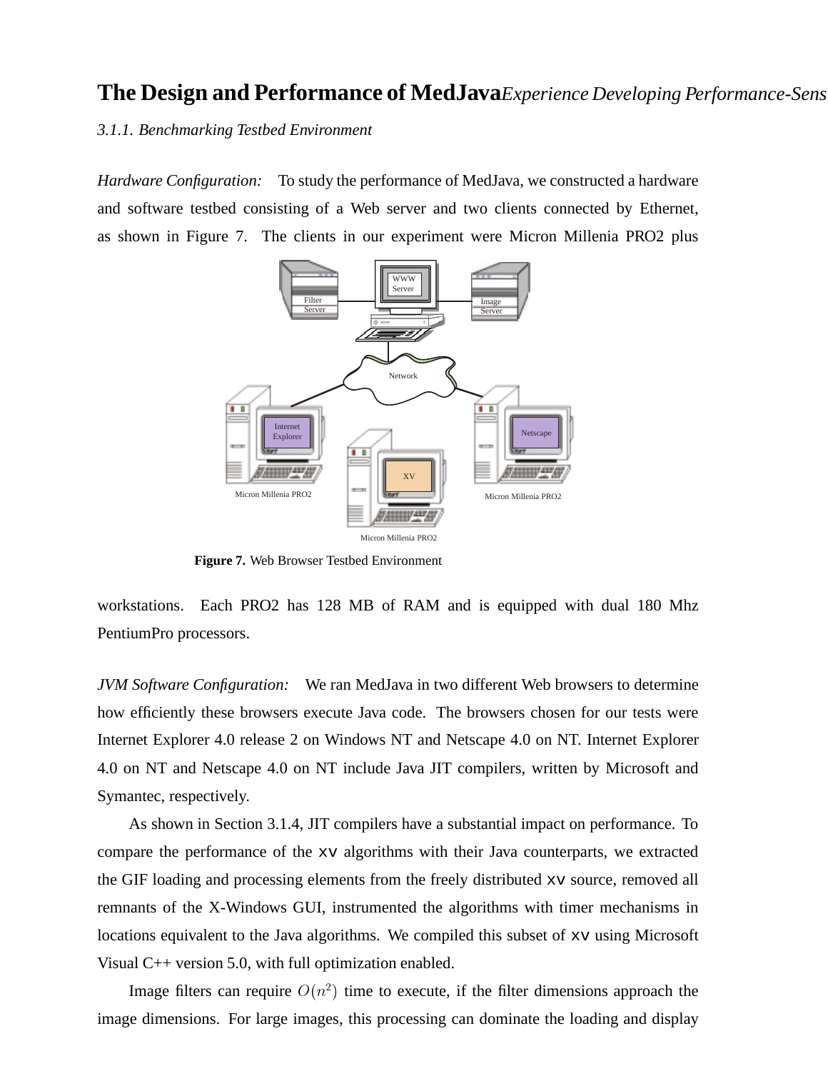### 3.1.1. Benchmarking Testbed Environment

*Hardware Configuration:* To study the performance of MedJava, we constructed a hardware and software testbed consisting of a Web server and two clients connected by Ethernet, as shown in Figure 7. The clients in our experiment were Micron Millenia PRO2 plus workstations. Each PRO2 has 128 MB of RAM and is equipped with dual 180 Mhz PentiumPro processors.

**Figure 7.** Web Browser Testbed Environment

*JVM Software Configuration:* We ran MedJava in two different Web browsers to determine how efficiently these browsers execute Java code. The browsers chosen for our tests were Internet Explorer 4.0 release 2 on Windows NT and Netscape 4.0 on NT. Internet Explorer 4.0 on NT and Netscape 4.0 on NT include Java JIT compilers, written by Microsoft and Symantec, respectively.

As shown in Section 3.1.4, JIT compilers have a substantial impact on performance. To compare the performance of the xv algorithms with their Java counterparts, we extracted the GIF loading and processing elements from the freely distributed xv source, removed all remnants of the X-Windows GUI, instrumented the algorithms with timer mechanisms in locations equivalent to the Java algorithms. We compiled this subset of xv using Microsoft Visual C++ version 5.0, with full optimization enabled.

Image filters can require $O(n^2)$ time to execute, if the filter dimensions approach the image dimensions. For large images, this processing can dominate the loading and display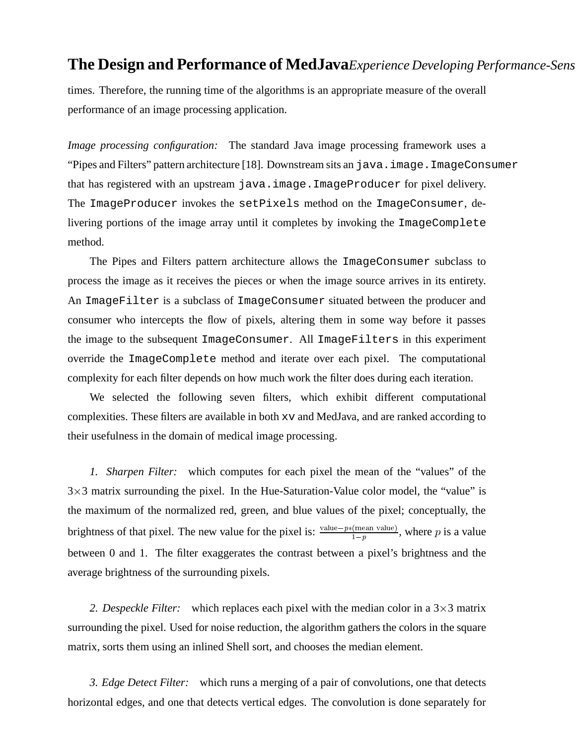times. Therefore, the running time of the algorithms is an appropriate measure of the overall performance of an image processing application.

*Image processing configuration:* The standard Java image processing framework uses a "Pipes and Filters" pattern architecture [18]. Downstream sits an `java.image.ImageConsumer` that has registered with an upstream `java.image.ImageProducer` for pixel delivery. The `ImageProducer` invokes the `setPixels` method on the `ImageConsumer`, delivering portions of the image array until it completes by invoking the `ImageComplete` method.

The Pipes and Filters pattern architecture allows the `ImageConsumer` subclass to process the image as it receives the pieces or when the image source arrives in its entirety. An `ImageFilter` is a subclass of `ImageConsumer` situated between the producer and consumer who intercepts the flow of pixels, altering them in some way before it passes the image to the subsequent `ImageConsumer`. All `ImageFilters` in this experiment override the `ImageComplete` method and iterate over each pixel. The computational complexity for each filter depends on how much work the filter does during each iteration.

We selected the following seven filters, which exhibit different computational complexities. These filters are available in both `xv` and MedJava, and are ranked according to their usefulness in the domain of medical image processing.

*1. Sharpen Filter:* which computes for each pixel the mean of the "values" of the $3\times3$ matrix surrounding the pixel. In the Hue-Saturation-Value color model, the "value" is the maximum of the normalized red, green, and blue values of the pixel; conceptually, the brightness of that pixel. The new value for the pixel is: $\frac{\text{value}-p*(\text{mean value})}{1-p}$, where $p$ is a value between 0 and 1. The filter exaggerates the contrast between a pixel's brightness and the average brightness of the surrounding pixels.

*2. Despeckle Filter:* which replaces each pixel with the median color in a $3\times3$ matrix surrounding the pixel. Used for noise reduction, the algorithm gathers the colors in the square matrix, sorts them using an inlined Shell sort, and chooses the median element.

*3. Edge Detect Filter:* which runs a merging of a pair of convolutions, one that detects horizontal edges, and one that detects vertical edges. The convolution is done separately for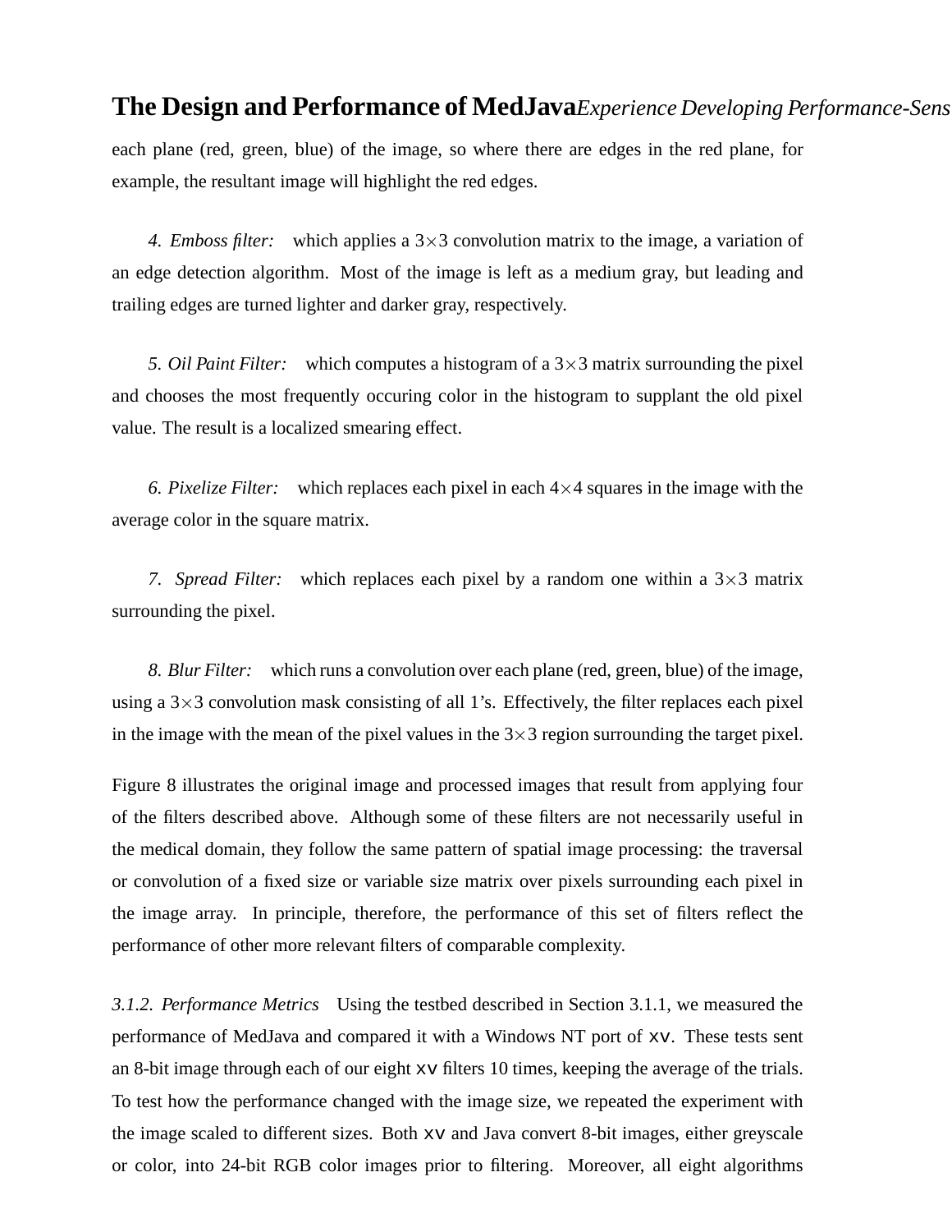each plane (red, green, blue) of the image, so where there are edges in the red plane, for example, the resultant image will highlight the red edges.

*4. Emboss filter:* which applies a $3 \times 3$ convolution matrix to the image, a variation of an edge detection algorithm. Most of the image is left as a medium gray, but leading and trailing edges are turned lighter and darker gray, respectively.

*5. Oil Paint Filter:* which computes a histogram of a $3 \times 3$ matrix surrounding the pixel and chooses the most frequently occuring color in the histogram to supplant the old pixel value. The result is a localized smearing effect.

*6. Pixelize Filter:* which replaces each pixel in each $4 \times 4$ squares in the image with the average color in the square matrix.

*7. Spread Filter:* which replaces each pixel by a random one within a $3 \times 3$ matrix surrounding the pixel.

*8. Blur Filter:* which runs a convolution over each plane (red, green, blue) of the image, using a $3 \times 3$ convolution mask consisting of all 1's. Effectively, the filter replaces each pixel in the image with the mean of the pixel values in the $3 \times 3$ region surrounding the target pixel.

Figure 8 illustrates the original image and processed images that result from applying four of the filters described above. Although some of these filters are not necessarily useful in the medical domain, they follow the same pattern of spatial image processing: the traversal or convolution of a fixed size or variable size matrix over pixels surrounding each pixel in the image array. In principle, therefore, the performance of this set of filters reflect the performance of other more relevant filters of comparable complexity.

*3.1.2. Performance Metrics* Using the testbed described in Section 3.1.1, we measured the performance of MedJava and compared it with a Windows NT port of `xv`. These tests sent an 8-bit image through each of our eight `xv` filters 10 times, keeping the average of the trials. To test how the performance changed with the image size, we repeated the experiment with the image scaled to different sizes. Both `xv` and Java convert 8-bit images, either greyscale or color, into 24-bit RGB color images prior to filtering. Moreover, all eight algorithms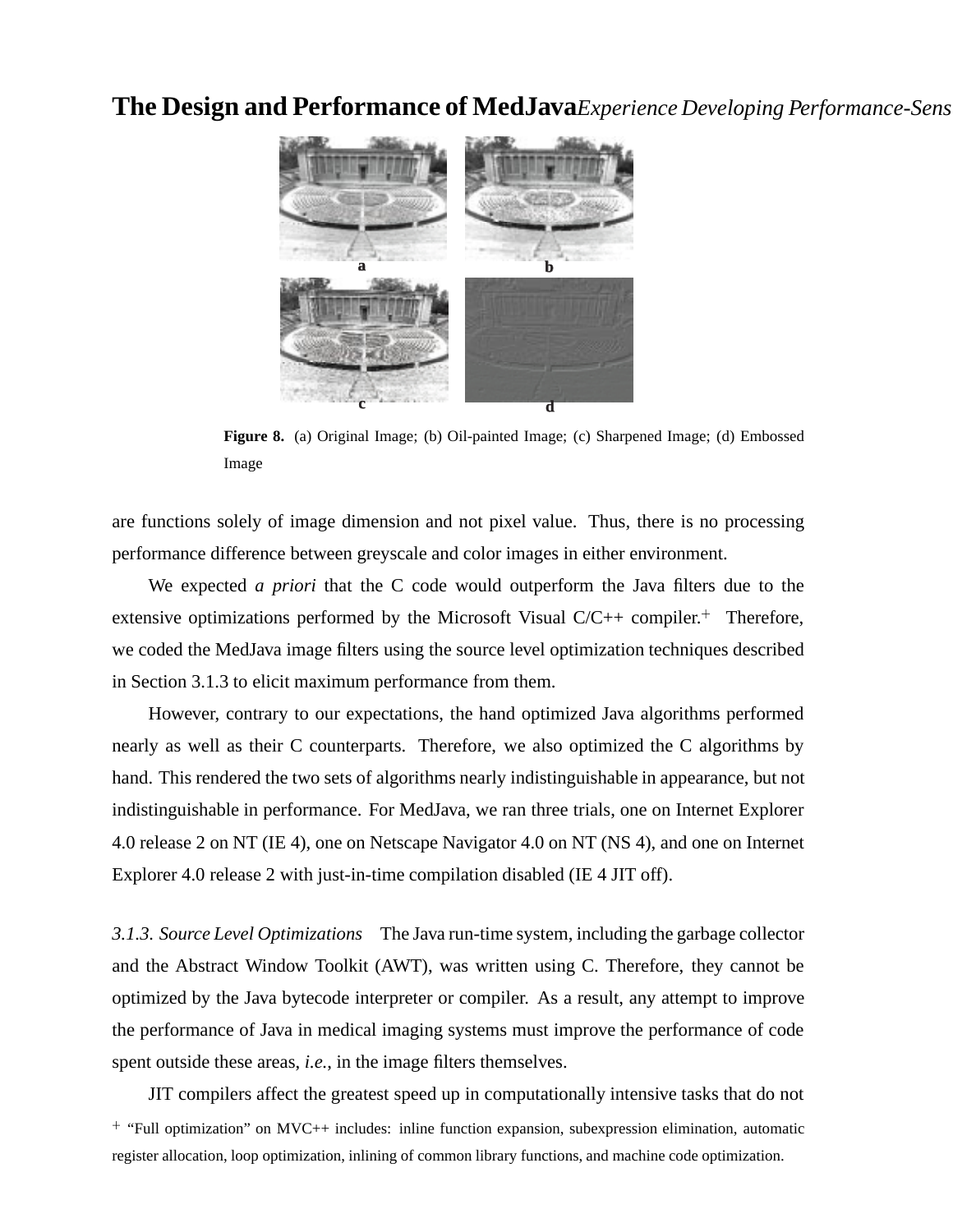Figure 8. (a) Original Image; (b) Oil-painted Image; (c) Sharpened Image; (d) Embossed Image

are functions solely of image dimension and not pixel value. Thus, there is no processing performance difference between greyscale and color images in either environment.

We expected *a priori* that the C code would outperform the Java filters due to the extensive optimizations performed by the Microsoft Visual C/C++ compiler.[+] Therefore, we coded the MedJava image filters using the source level optimization techniques described in Section 3.1.3 to elicit maximum performance from them.

However, contrary to our expectations, the hand optimized Java algorithms performed nearly as well as their C counterparts. Therefore, we also optimized the C algorithms by hand. This rendered the two sets of algorithms nearly indistinguishable in appearance, but not indistinguishable in performance. For MedJava, we ran three trials, one on Internet Explorer 4.0 release 2 on NT (IE 4), one on Netscape Navigator 4.0 on NT (NS 4), and one on Internet Explorer 4.0 release 2 with just-in-time compilation disabled (IE 4 JIT off).

*3.1.3. Source Level Optimizations* The Java run-time system, including the garbage collector and the Abstract Window Toolkit (AWT), was written using C. Therefore, they cannot be optimized by the Java bytecode interpreter or compiler. As a result, any attempt to improve the performance of Java in medical imaging systems must improve the performance of code spent outside these areas, *i.e.*, in the image filters themselves.

JIT compilers affect the greatest speed up in computationally intensive tasks that do not

[+] "Full optimization" on MVC++ includes: inline function expansion, subexpression elimination, automatic register allocation, loop optimization, inlining of common library functions, and machine code optimization.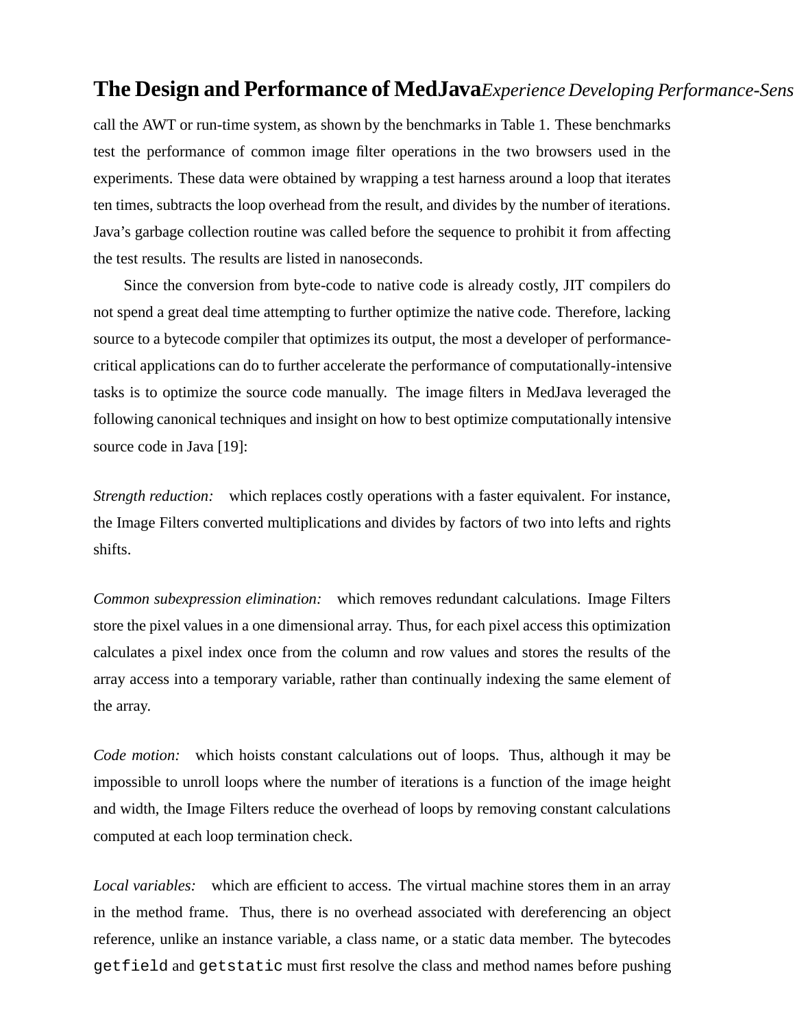call the AWT or run-time system, as shown by the benchmarks in Table 1. These benchmarks test the performance of common image filter operations in the two browsers used in the experiments. These data were obtained by wrapping a test harness around a loop that iterates ten times, subtracts the loop overhead from the result, and divides by the number of iterations. Java's garbage collection routine was called before the sequence to prohibit it from affecting the test results. The results are listed in nanoseconds.

Since the conversion from byte-code to native code is already costly, JIT compilers do not spend a great deal time attempting to further optimize the native code. Therefore, lacking source to a bytecode compiler that optimizes its output, the most a developer of performance-critical applications can do to further accelerate the performance of computationally-intensive tasks is to optimize the source code manually. The image filters in MedJava leveraged the following canonical techniques and insight on how to best optimize computationally intensive source code in Java [19]:

*Strength reduction:* which replaces costly operations with a faster equivalent. For instance, the Image Filters converted multiplications and divides by factors of two into lefts and rights shifts.

*Common subexpression elimination:* which removes redundant calculations. Image Filters store the pixel values in a one dimensional array. Thus, for each pixel access this optimization calculates a pixel index once from the column and row values and stores the results of the array access into a temporary variable, rather than continually indexing the same element of the array.

*Code motion:* which hoists constant calculations out of loops. Thus, although it may be impossible to unroll loops where the number of iterations is a function of the image height and width, the Image Filters reduce the overhead of loops by removing constant calculations computed at each loop termination check.

*Local variables:* which are efficient to access. The virtual machine stores them in an array in the method frame. Thus, there is no overhead associated with dereferencing an object reference, unlike an instance variable, a class name, or a static data member. The bytecodes `getfield` and `getstatic` must first resolve the class and method names before pushing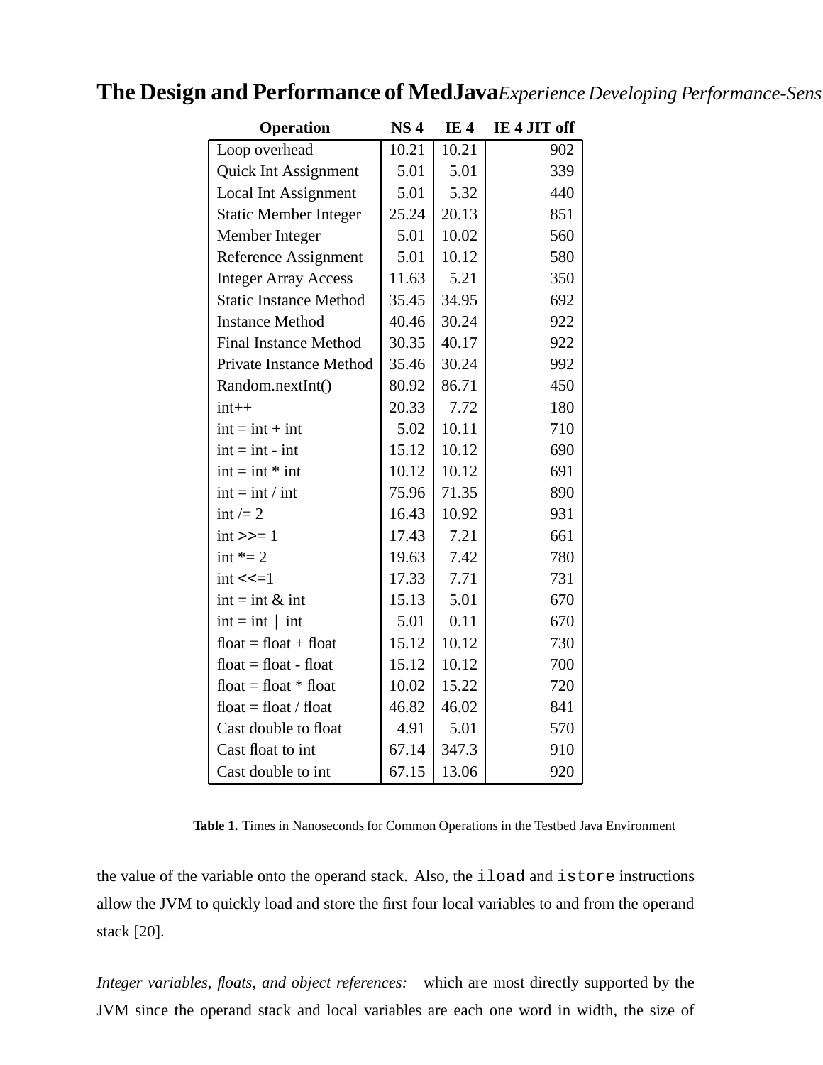| Operation | NS 4 | IE 4 | IE 4 JIT off |
|---|---|---|---|
| Loop overhead | 10.21 | 10.21 | 902 |
| Quick Int Assignment | 5.01 | 5.01 | 339 |
| Local Int Assignment | 5.01 | 5.32 | 440 |
| Static Member Integer | 25.24 | 20.13 | 851 |
| Member Integer | 5.01 | 10.02 | 560 |
| Reference Assignment | 5.01 | 10.12 | 580 |
| Integer Array Access | 11.63 | 5.21 | 350 |
| Static Instance Method | 35.45 | 34.95 | 692 |
| Instance Method | 40.46 | 30.24 | 922 |
| Final Instance Method | 30.35 | 40.17 | 922 |
| Private Instance Method | 35.46 | 30.24 | 992 |
| Random.nextInt() | 80.92 | 86.71 | 450 |
| int++ | 20.33 | 7.72 | 180 |
| int = int + int | 5.02 | 10.11 | 710 |
| int = int - int | 15.12 | 10.12 | 690 |
| int = int * int | 10.12 | 10.12 | 691 |
| int = int / int | 75.96 | 71.35 | 890 |
| int /= 2 | 16.43 | 10.92 | 931 |
| int >>= 1 | 17.43 | 7.21 | 661 |
| int *= 2 | 19.63 | 7.42 | 780 |
| int <<=1 | 17.33 | 7.71 | 731 |
| int = int & int | 15.13 | 5.01 | 670 |
| int = int \| int | 5.01 | 0.11 | 670 |
| float = float + float | 15.12 | 10.12 | 730 |
| float = float - float | 15.12 | 10.12 | 700 |
| float = float * float | 10.02 | 15.22 | 720 |
| float = float / float | 46.82 | 46.02 | 841 |
| Cast double to float | 4.91 | 5.01 | 570 |
| Cast float to int | 67.14 | 347.3 | 910 |
| Cast double to int | 67.15 | 13.06 | 920 |

**Table 1.** Times in Nanoseconds for Common Operations in the Testbed Java Environment

the value of the variable onto the operand stack. Also, the `iload` and `istore` instructions allow the JVM to quickly load and store the first four local variables to and from the operand stack [20].

*Integer variables, floats, and object references:* which are most directly supported by the JVM since the operand stack and local variables are each one word in width, the size of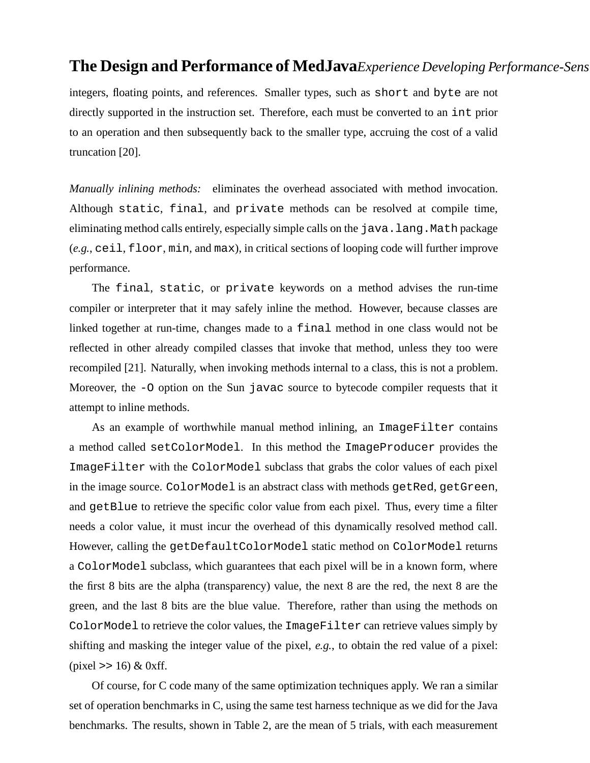integers, floating points, and references. Smaller types, such as `short` and `byte` are not directly supported in the instruction set. Therefore, each must be converted to an `int` prior to an operation and then subsequently back to the smaller type, accruing the cost of a valid truncation [20].

*Manually inlining methods:* eliminates the overhead associated with method invocation. Although `static`, `final`, and `private` methods can be resolved at compile time, eliminating method calls entirely, especially simple calls on the `java.lang.Math` package (*e.g.*, `ceil`, `floor`, `min`, and `max`), in critical sections of looping code will further improve performance.

The `final`, `static`, or `private` keywords on a method advises the run-time compiler or interpreter that it may safely inline the method. However, because classes are linked together at run-time, changes made to a `final` method in one class would not be reflected in other already compiled classes that invoke that method, unless they too were recompiled [21]. Naturally, when invoking methods internal to a class, this is not a problem. Moreover, the `-O` option on the Sun `javac` source to bytecode compiler requests that it attempt to inline methods.

As an example of worthwhile manual method inlining, an `ImageFilter` contains a method called `setColorModel`. In this method the `ImageProducer` provides the `ImageFilter` with the `ColorModel` subclass that grabs the color values of each pixel in the image source. `ColorModel` is an abstract class with methods `getRed`, `getGreen`, and `getBlue` to retrieve the specific color value from each pixel. Thus, every time a filter needs a color value, it must incur the overhead of this dynamically resolved method call. However, calling the `getDefaultColorModel` static method on `ColorModel` returns a `ColorModel` subclass, which guarantees that each pixel will be in a known form, where the first 8 bits are the alpha (transparency) value, the next 8 are the red, the next 8 are the green, and the last 8 bits are the blue value. Therefore, rather than using the methods on `ColorModel` to retrieve the color values, the `ImageFilter` can retrieve values simply by shifting and masking the integer value of the pixel, *e.g.*, to obtain the red value of a pixel: (pixel >> 16) & 0xff.

Of course, for C code many of the same optimization techniques apply. We ran a similar set of operation benchmarks in C, using the same test harness technique as we did for the Java benchmarks. The results, shown in Table 2, are the mean of 5 trials, with each measurement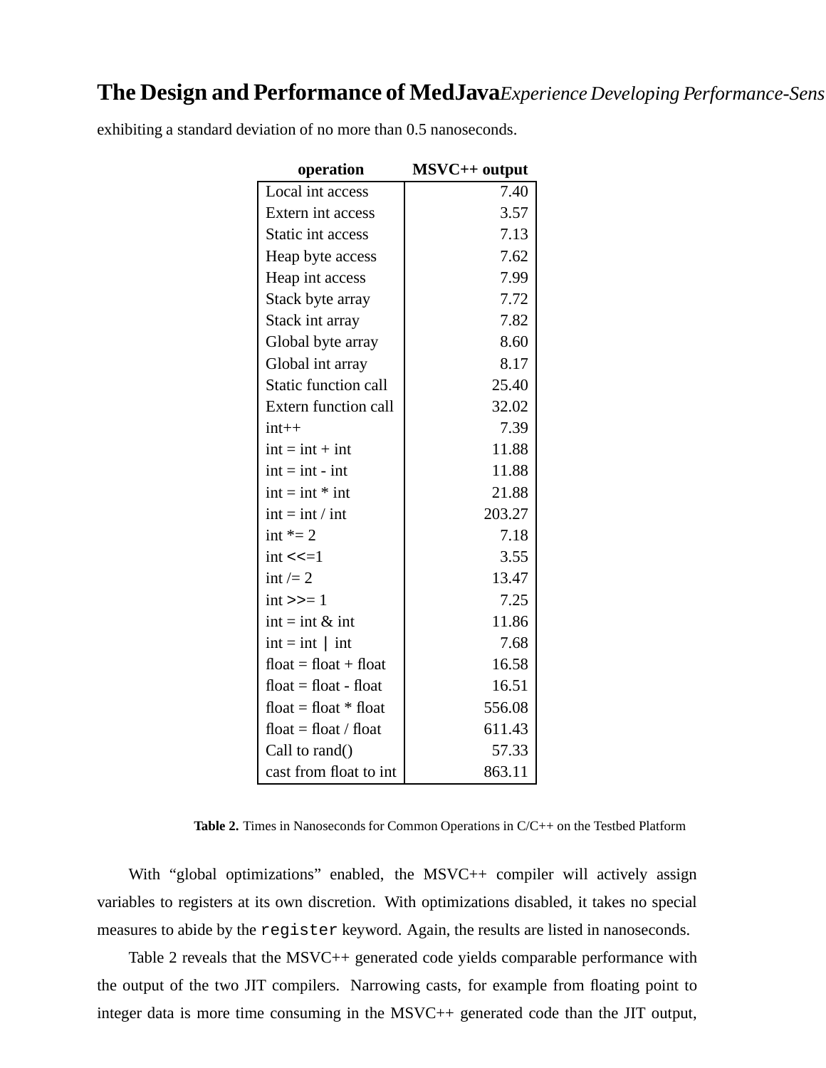exhibiting a standard deviation of no more than 0.5 nanoseconds.

| operation | MSVC++ output |
|---|---|
| Local int access | 7.40 |
| Extern int access | 3.57 |
| Static int access | 7.13 |
| Heap byte access | 7.62 |
| Heap int access | 7.99 |
| Stack byte array | 7.72 |
| Stack int array | 7.82 |
| Global byte array | 8.60 |
| Global int array | 8.17 |
| Static function call | 25.40 |
| Extern function call | 32.02 |
| int++ | 7.39 |
| int = int + int | 11.88 |
| int = int - int | 11.88 |
| int = int * int | 21.88 |
| int = int / int | 203.27 |
| int *= 2 | 7.18 |
| int <<=1 | 3.55 |
| int /= 2 | 13.47 |
| int >>= 1 | 7.25 |
| int = int & int | 11.86 |
| int = int \| int | 7.68 |
| float = float + float | 16.58 |
| float = float - float | 16.51 |
| float = float * float | 556.08 |
| float = float / float | 611.43 |
| Call to rand() | 57.33 |
| cast from float to int | 863.11 |

**Table 2.** Times in Nanoseconds for Common Operations in C/C++ on the Testbed Platform

With "global optimizations" enabled, the MSVC++ compiler will actively assign variables to registers at its own discretion. With optimizations disabled, it takes no special measures to abide by the `register` keyword. Again, the results are listed in nanoseconds.

Table 2 reveals that the MSVC++ generated code yields comparable performance with the output of the two JIT compilers. Narrowing casts, for example from floating point to integer data is more time consuming in the MSVC++ generated code than the JIT output,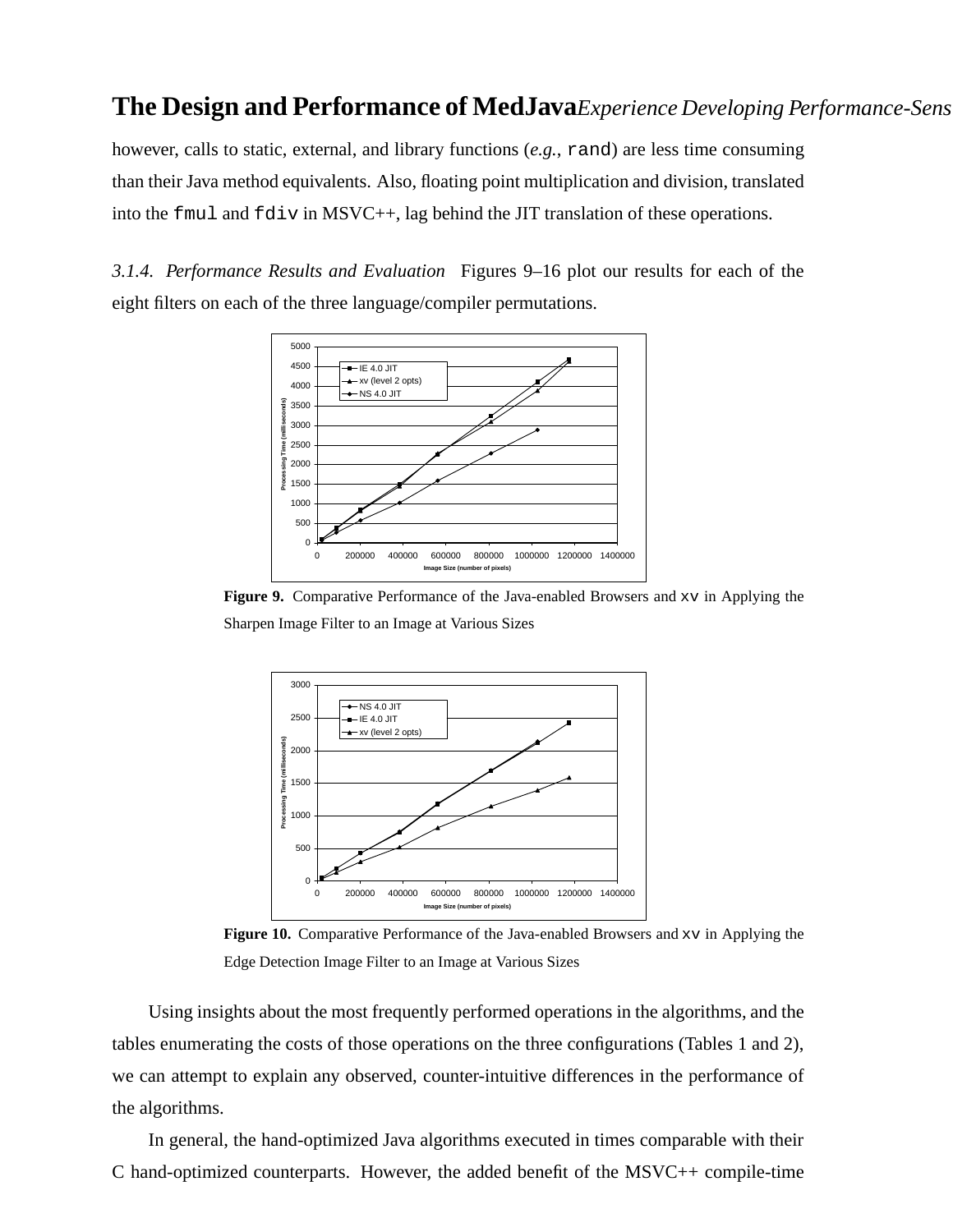however, calls to static, external, and library functions (*e.g.*, `rand`) are less time consuming than their Java method equivalents. Also, floating point multiplication and division, translated into the `fmul` and `fdiv` in MSVC++, lag behind the JIT translation of these operations.

*3.1.4. Performance Results and Evaluation* Figures 9–16 plot our results for each of the eight filters on each of the three language/compiler permutations.

**Figure 9.** Comparative Performance of the Java-enabled Browsers and `xv` in Applying the Sharpen Image Filter to an Image at Various Sizes

**Figure 10.** Comparative Performance of the Java-enabled Browsers and `xv` in Applying the Edge Detection Image Filter to an Image at Various Sizes

Using insights about the most frequently performed operations in the algorithms, and the tables enumerating the costs of those operations on the three configurations (Tables 1 and 2), we can attempt to explain any observed, counter-intuitive differences in the performance of the algorithms.

In general, the hand-optimized Java algorithms executed in times comparable with their C hand-optimized counterparts. However, the added benefit of the MSVC++ compile-time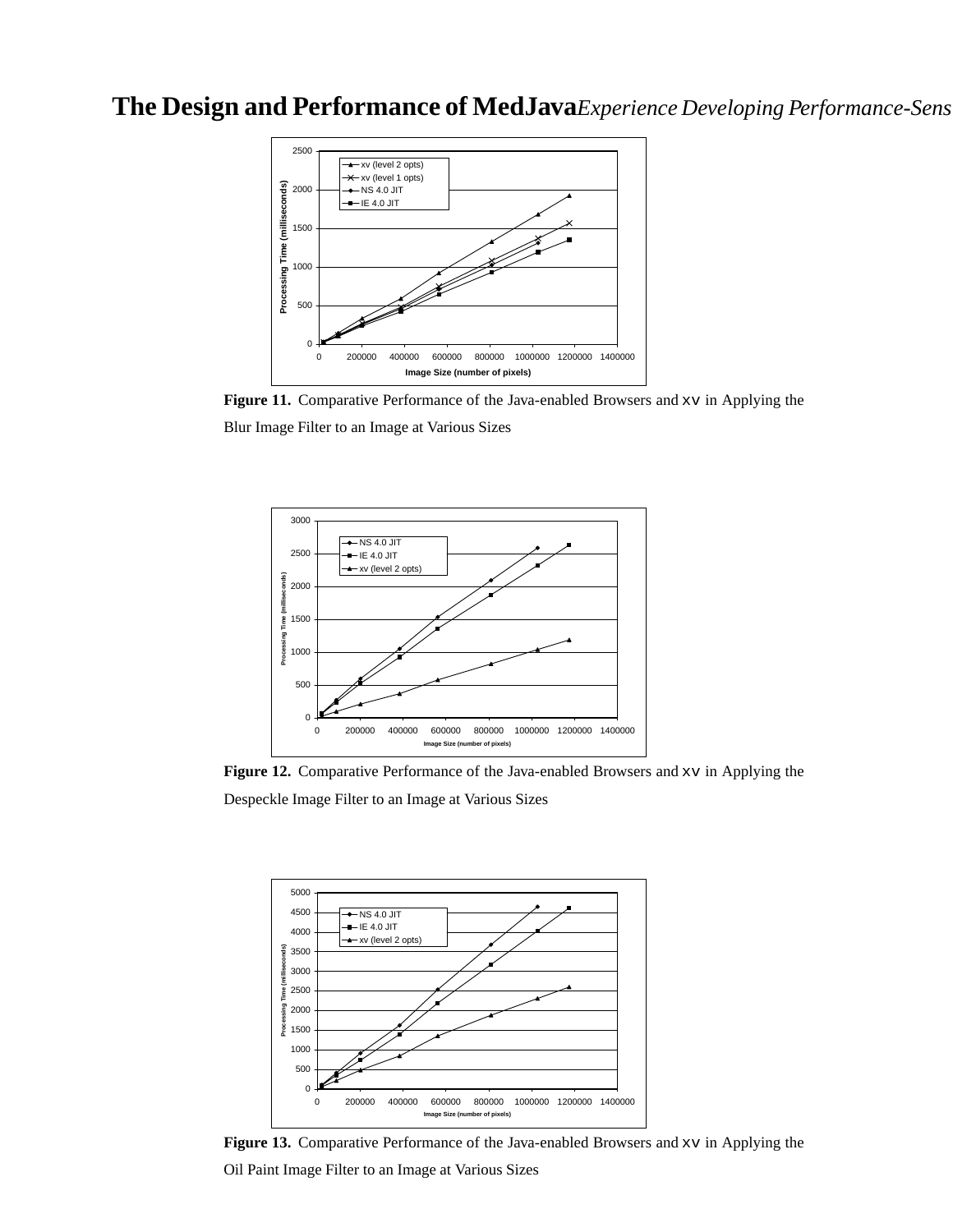**Figure 11.** Comparative Performance of the Java-enabled Browsers and `xv` in Applying the Blur Image Filter to an Image at Various Sizes

**Figure 12.** Comparative Performance of the Java-enabled Browsers and `xv` in Applying the Despeckle Image Filter to an Image at Various Sizes

**Figure 13.** Comparative Performance of the Java-enabled Browsers and `xv` in Applying the Oil Paint Image Filter to an Image at Various Sizes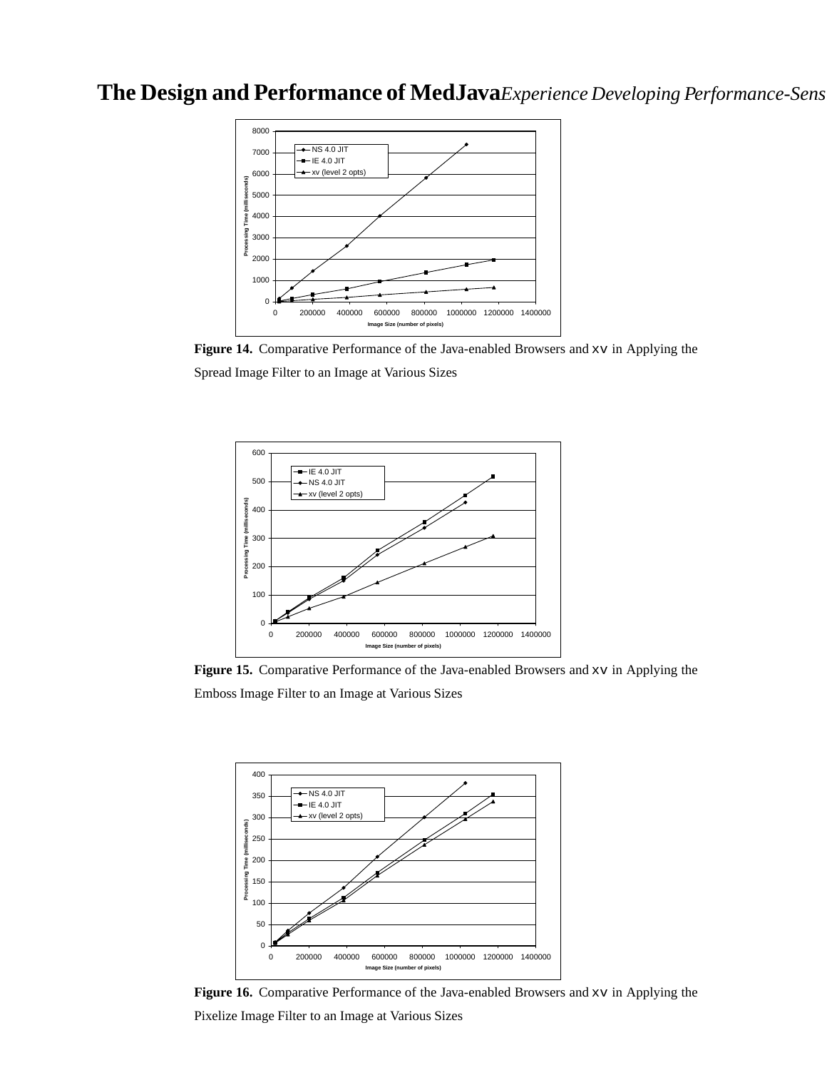**Figure 14.** Comparative Performance of the Java-enabled Browsers and `xv` in Applying the Spread Image Filter to an Image at Various Sizes

**Figure 15.** Comparative Performance of the Java-enabled Browsers and `xv` in Applying the Emboss Image Filter to an Image at Various Sizes

**Figure 16.** Comparative Performance of the Java-enabled Browsers and `xv` in Applying the Pixelize Image Filter to an Image at Various Sizes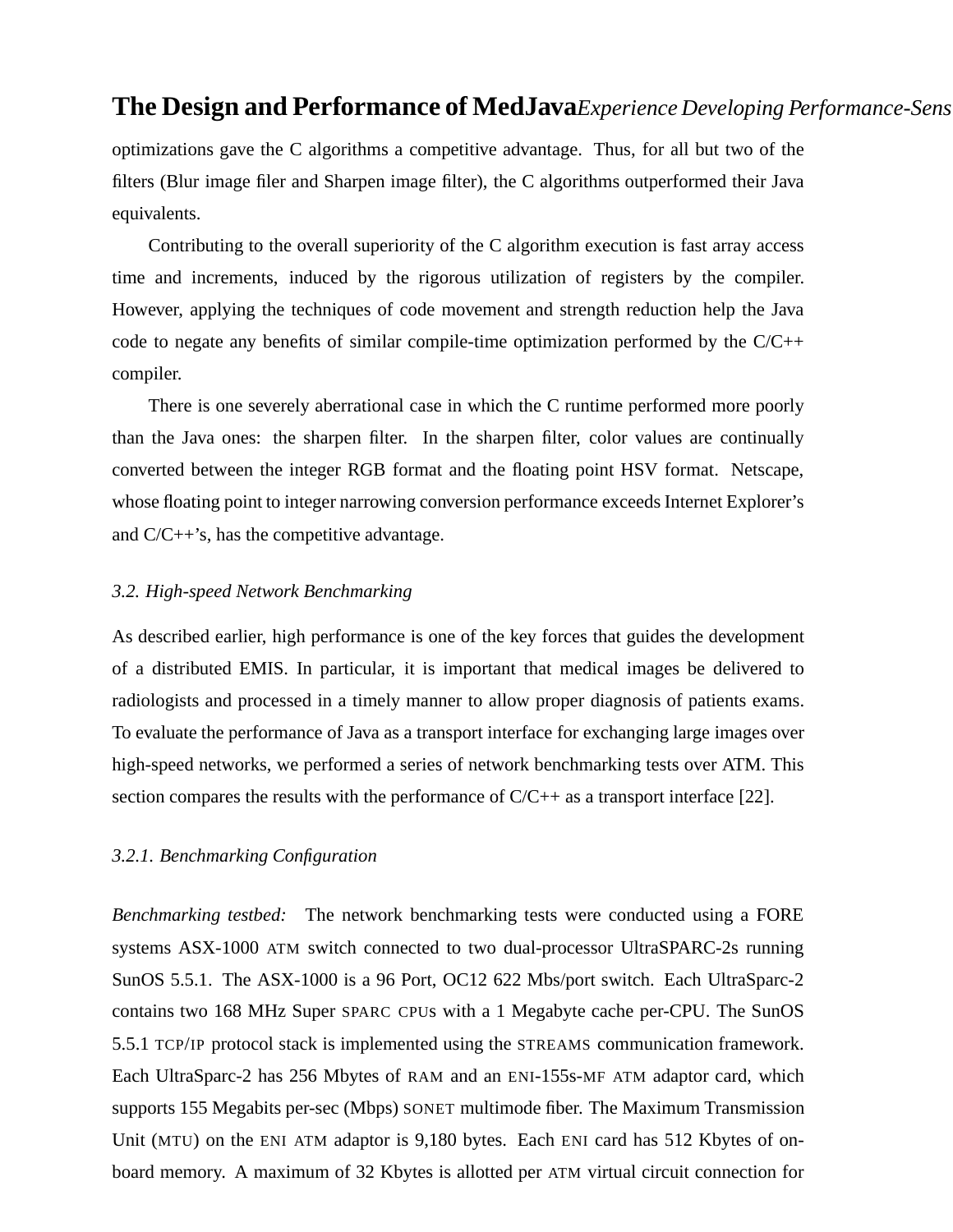optimizations gave the C algorithms a competitive advantage. Thus, for all but two of the filters (Blur image filer and Sharpen image filter), the C algorithms outperformed their Java equivalents.

Contributing to the overall superiority of the C algorithm execution is fast array access time and increments, induced by the rigorous utilization of registers by the compiler. However, applying the techniques of code movement and strength reduction help the Java code to negate any benefits of similar compile-time optimization performed by the C/C++ compiler.

There is one severely aberrational case in which the C runtime performed more poorly than the Java ones: the sharpen filter. In the sharpen filter, color values are continually converted between the integer RGB format and the floating point HSV format. Netscape, whose floating point to integer narrowing conversion performance exceeds Internet Explorer's and C/C++'s, has the competitive advantage.

### *3.2. High-speed Network Benchmarking*

As described earlier, high performance is one of the key forces that guides the development of a distributed EMIS. In particular, it is important that medical images be delivered to radiologists and processed in a timely manner to allow proper diagnosis of patients exams. To evaluate the performance of Java as a transport interface for exchanging large images over high-speed networks, we performed a series of network benchmarking tests over ATM. This section compares the results with the performance of C/C++ as a transport interface [22].

#### *3.2.1. Benchmarking Configuration*

*Benchmarking testbed:* The network benchmarking tests were conducted using a FORE systems ASX-1000 ATM switch connected to two dual-processor UltraSPARC-2s running SunOS 5.5.1. The ASX-1000 is a 96 Port, OC12 622 Mbs/port switch. Each UltraSparc-2 contains two 168 MHz Super SPARC CPUs with a 1 Megabyte cache per-CPU. The SunOS 5.5.1 TCP/IP protocol stack is implemented using the STREAMS communication framework. Each UltraSparc-2 has 256 Mbytes of RAM and an ENI-155s-MF ATM adaptor card, which supports 155 Megabits per-sec (Mbps) SONET multimode fiber. The Maximum Transmission Unit (MTU) on the ENI ATM adaptor is 9,180 bytes. Each ENI card has 512 Kbytes of on-board memory. A maximum of 32 Kbytes is allotted per ATM virtual circuit connection for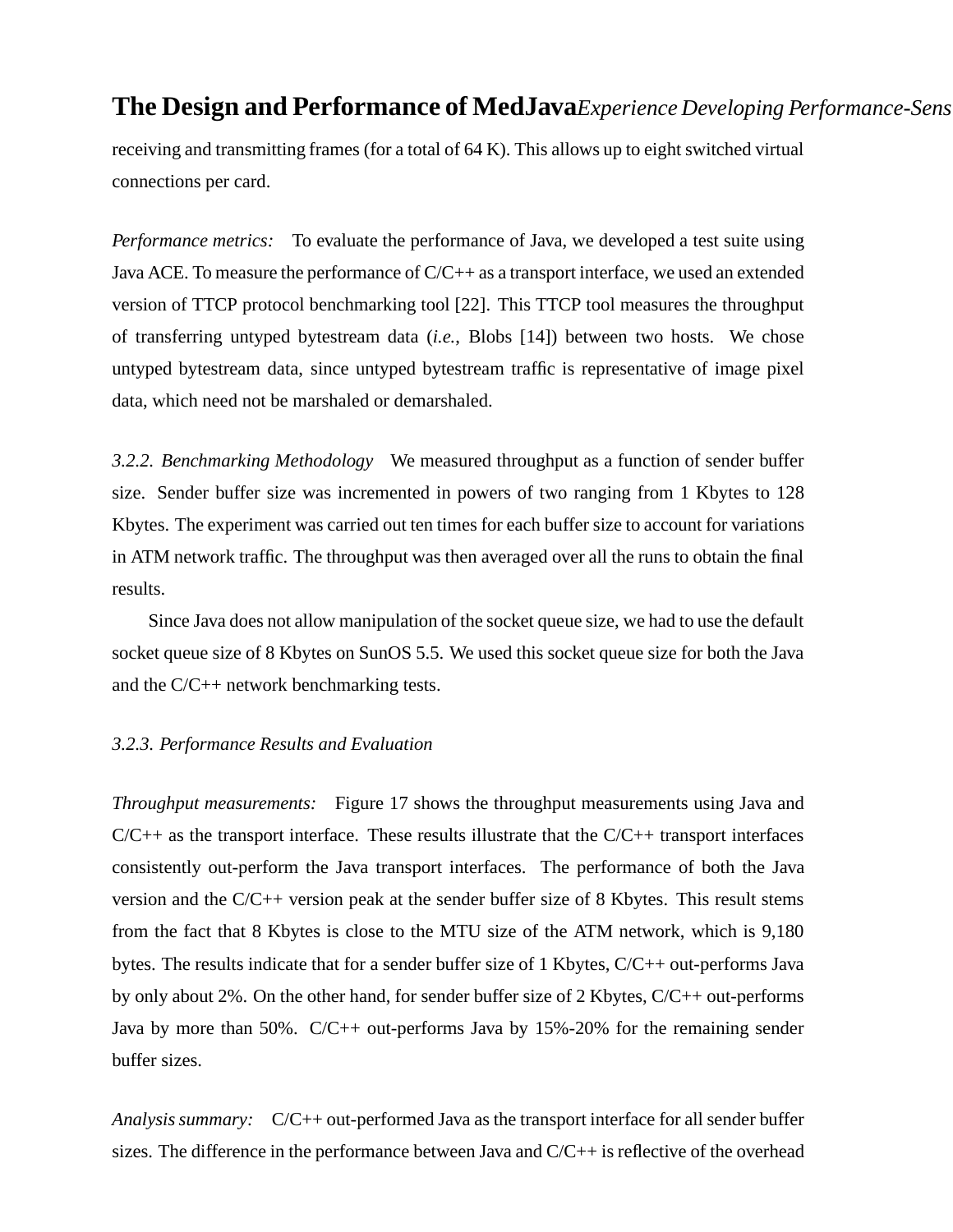receiving and transmitting frames (for a total of 64 K). This allows up to eight switched virtual connections per card.

*Performance metrics:* To evaluate the performance of Java, we developed a test suite using Java ACE. To measure the performance of C/C++ as a transport interface, we used an extended version of TTCP protocol benchmarking tool [22]. This TTCP tool measures the throughput of transferring untyped bytestream data (*i.e.*, Blobs [14]) between two hosts. We chose untyped bytestream data, since untyped bytestream traffic is representative of image pixel data, which need not be marshaled or demarshaled.

*3.2.2. Benchmarking Methodology* We measured throughput as a function of sender buffer size. Sender buffer size was incremented in powers of two ranging from 1 Kbytes to 128 Kbytes. The experiment was carried out ten times for each buffer size to account for variations in ATM network traffic. The throughput was then averaged over all the runs to obtain the final results.

Since Java does not allow manipulation of the socket queue size, we had to use the default socket queue size of 8 Kbytes on SunOS 5.5. We used this socket queue size for both the Java and the C/C++ network benchmarking tests.

### *3.2.3. Performance Results and Evaluation*

*Throughput measurements:* Figure 17 shows the throughput measurements using Java and C/C++ as the transport interface. These results illustrate that the C/C++ transport interfaces consistently out-perform the Java transport interfaces. The performance of both the Java version and the C/C++ version peak at the sender buffer size of 8 Kbytes. This result stems from the fact that 8 Kbytes is close to the MTU size of the ATM network, which is 9,180 bytes. The results indicate that for a sender buffer size of 1 Kbytes, C/C++ out-performs Java by only about 2%. On the other hand, for sender buffer size of 2 Kbytes, C/C++ out-performs Java by more than 50%. C/C++ out-performs Java by 15%-20% for the remaining sender buffer sizes.

*Analysis summary:* C/C++ out-performed Java as the transport interface for all sender buffer sizes. The difference in the performance between Java and C/C++ is reflective of the overhead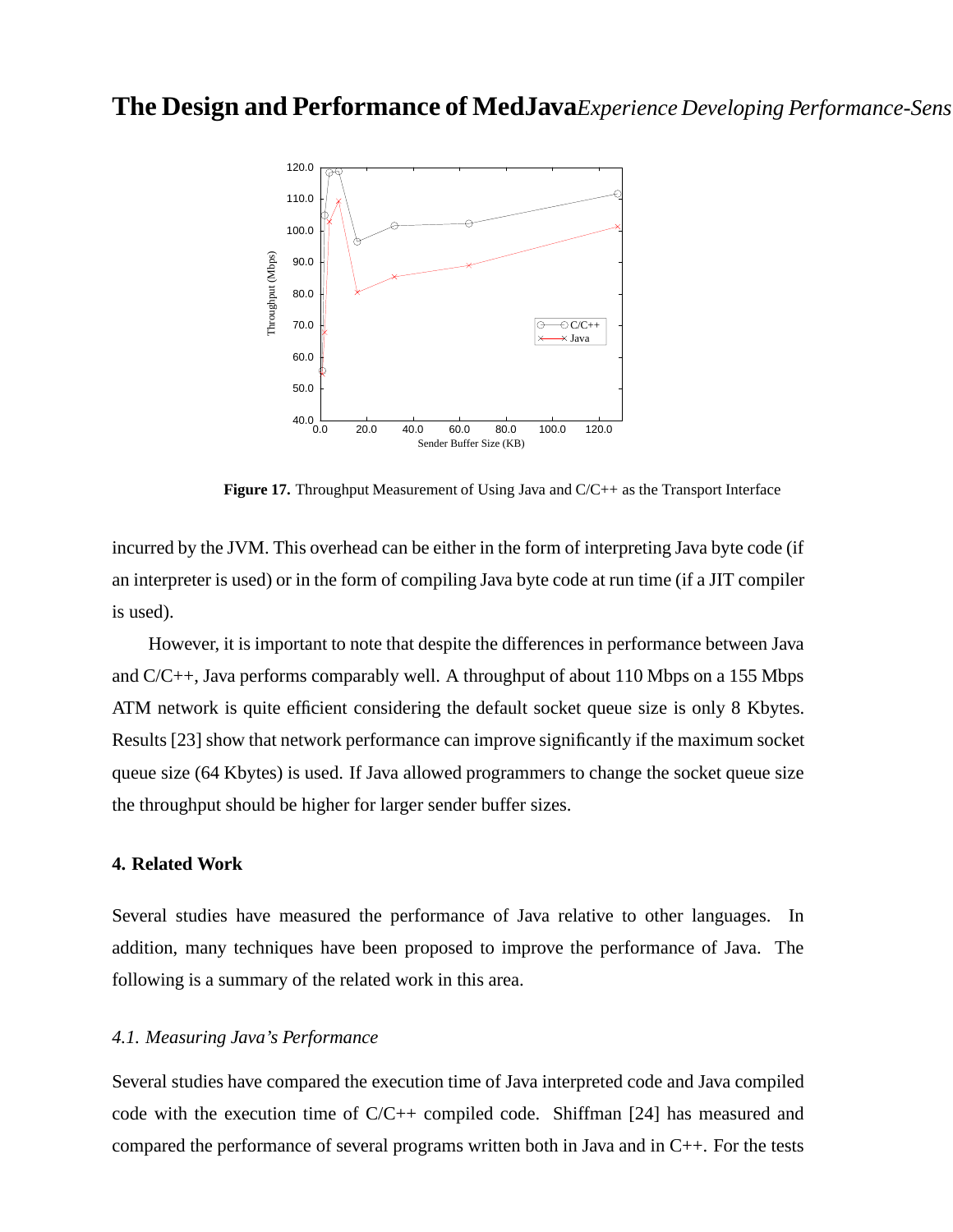**Figure 17.** Throughput Measurement of Using Java and C/C++ as the Transport Interface

incurred by the JVM. This overhead can be either in the form of interpreting Java byte code (if an interpreter is used) or in the form of compiling Java byte code at run time (if a JIT compiler is used).

However, it is important to note that despite the differences in performance between Java and C/C++, Java performs comparably well. A throughput of about 110 Mbps on a 155 Mbps ATM network is quite efficient considering the default socket queue size is only 8 Kbytes. Results [23] show that network performance can improve significantly if the maximum socket queue size (64 Kbytes) is used. If Java allowed programmers to change the socket queue size the throughput should be higher for larger sender buffer sizes.

## 4. Related Work

Several studies have measured the performance of Java relative to other languages. In addition, many techniques have been proposed to improve the performance of Java. The following is a summary of the related work in this area.

### *4.1. Measuring Java's Performance*

Several studies have compared the execution time of Java interpreted code and Java compiled code with the execution time of C/C++ compiled code. Shiffman [24] has measured and compared the performance of several programs written both in Java and in C++. For the tests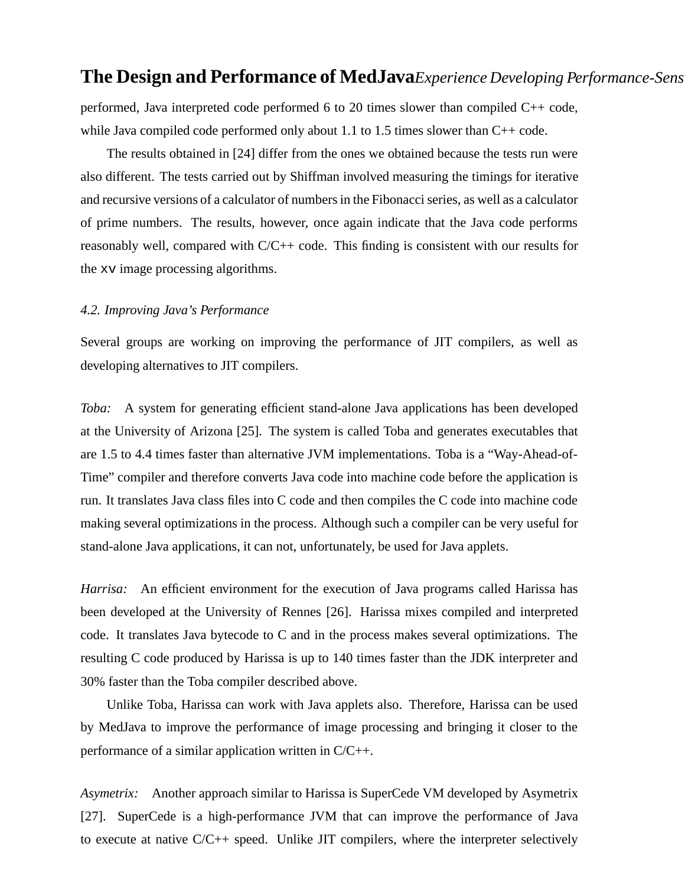performed, Java interpreted code performed 6 to 20 times slower than compiled C++ code, while Java compiled code performed only about 1.1 to 1.5 times slower than C++ code.

The results obtained in [24] differ from the ones we obtained because the tests run were also different. The tests carried out by Shiffman involved measuring the timings for iterative and recursive versions of a calculator of numbers in the Fibonacci series, as well as a calculator of prime numbers. The results, however, once again indicate that the Java code performs reasonably well, compared with C/C++ code. This finding is consistent with our results for the `xv` image processing algorithms.

### *4.2. Improving Java's Performance*

Several groups are working on improving the performance of JIT compilers, as well as developing alternatives to JIT compilers.

*Toba:* A system for generating efficient stand-alone Java applications has been developed at the University of Arizona [25]. The system is called Toba and generates executables that are 1.5 to 4.4 times faster than alternative JVM implementations. Toba is a "Way-Ahead-of-Time" compiler and therefore converts Java code into machine code before the application is run. It translates Java class files into C code and then compiles the C code into machine code making several optimizations in the process. Although such a compiler can be very useful for stand-alone Java applications, it can not, unfortunately, be used for Java applets.

*Harrisa:* An efficient environment for the execution of Java programs called Harissa has been developed at the University of Rennes [26]. Harissa mixes compiled and interpreted code. It translates Java bytecode to C and in the process makes several optimizations. The resulting C code produced by Harissa is up to 140 times faster than the JDK interpreter and 30% faster than the Toba compiler described above.

Unlike Toba, Harissa can work with Java applets also. Therefore, Harissa can be used by MedJava to improve the performance of image processing and bringing it closer to the performance of a similar application written in C/C++.

*Asymetrix:* Another approach similar to Harissa is SuperCede VM developed by Asymetrix [27]. SuperCede is a high-performance JVM that can improve the performance of Java to execute at native C/C++ speed. Unlike JIT compilers, where the interpreter selectively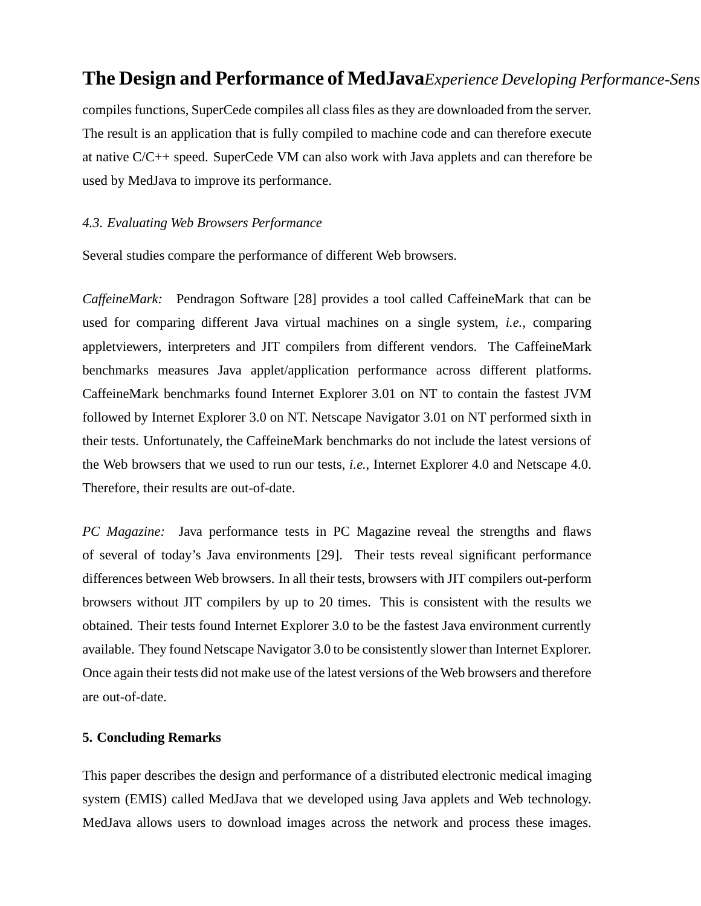compiles functions, SuperCede compiles all class files as they are downloaded from the server. The result is an application that is fully compiled to machine code and can therefore execute at native C/C++ speed. SuperCede VM can also work with Java applets and can therefore be used by MedJava to improve its performance.

### *4.3. Evaluating Web Browsers Performance*

Several studies compare the performance of different Web browsers.

*CaffeineMark:* Pendragon Software [28] provides a tool called CaffeineMark that can be used for comparing different Java virtual machines on a single system, *i.e.,* comparing appletviewers, interpreters and JIT compilers from different vendors. The CaffeineMark benchmarks measures Java applet/application performance across different platforms. CaffeineMark benchmarks found Internet Explorer 3.01 on NT to contain the fastest JVM followed by Internet Explorer 3.0 on NT. Netscape Navigator 3.01 on NT performed sixth in their tests. Unfortunately, the CaffeineMark benchmarks do not include the latest versions of the Web browsers that we used to run our tests, *i.e.,* Internet Explorer 4.0 and Netscape 4.0. Therefore, their results are out-of-date.

*PC Magazine:* Java performance tests in PC Magazine reveal the strengths and flaws of several of today's Java environments [29]. Their tests reveal significant performance differences between Web browsers. In all their tests, browsers with JIT compilers out-perform browsers without JIT compilers by up to 20 times. This is consistent with the results we obtained. Their tests found Internet Explorer 3.0 to be the fastest Java environment currently available. They found Netscape Navigator 3.0 to be consistently slower than Internet Explorer. Once again their tests did not make use of the latest versions of the Web browsers and therefore are out-of-date.

## 5. Concluding Remarks

This paper describes the design and performance of a distributed electronic medical imaging system (EMIS) called MedJava that we developed using Java applets and Web technology. MedJava allows users to download images across the network and process these images.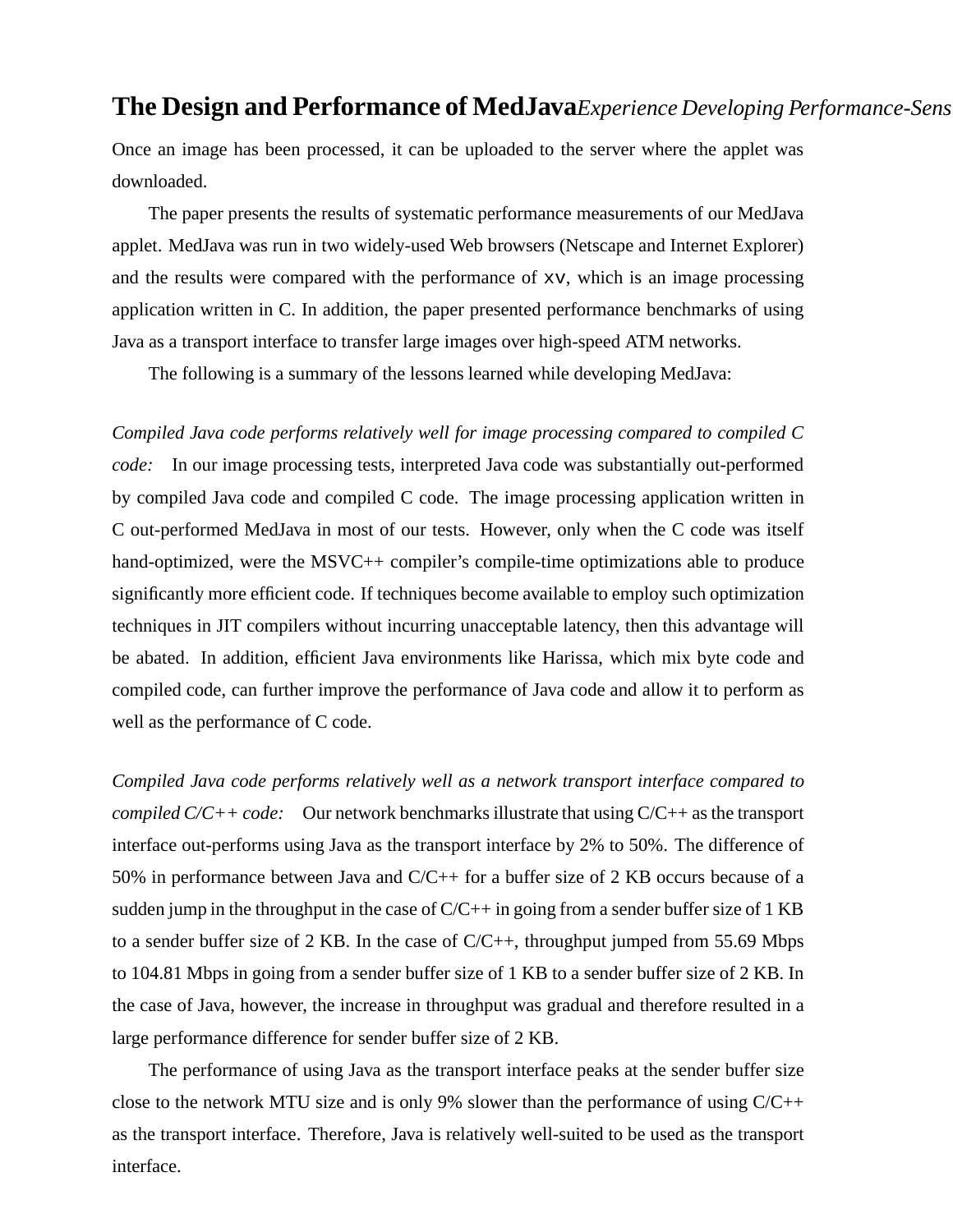Once an image has been processed, it can be uploaded to the server where the applet was downloaded.

The paper presents the results of systematic performance measurements of our MedJava applet. MedJava was run in two widely-used Web browsers (Netscape and Internet Explorer) and the results were compared with the performance of `xv`, which is an image processing application written in C. In addition, the paper presented performance benchmarks of using Java as a transport interface to transfer large images over high-speed ATM networks.

The following is a summary of the lessons learned while developing MedJava:

*Compiled Java code performs relatively well for image processing compared to compiled C code:* In our image processing tests, interpreted Java code was substantially out-performed by compiled Java code and compiled C code. The image processing application written in C out-performed MedJava in most of our tests. However, only when the C code was itself hand-optimized, were the MSVC++ compiler's compile-time optimizations able to produce significantly more efficient code. If techniques become available to employ such optimization techniques in JIT compilers without incurring unacceptable latency, then this advantage will be abated. In addition, efficient Java environments like Harissa, which mix byte code and compiled code, can further improve the performance of Java code and allow it to perform as well as the performance of C code.

*Compiled Java code performs relatively well as a network transport interface compared to compiled C/C++ code:* Our network benchmarks illustrate that using C/C++ as the transport interface out-performs using Java as the transport interface by 2% to 50%. The difference of 50% in performance between Java and C/C++ for a buffer size of 2 KB occurs because of a sudden jump in the throughput in the case of C/C++ in going from a sender buffer size of 1 KB to a sender buffer size of 2 KB. In the case of C/C++, throughput jumped from 55.69 Mbps to 104.81 Mbps in going from a sender buffer size of 1 KB to a sender buffer size of 2 KB. In the case of Java, however, the increase in throughput was gradual and therefore resulted in a large performance difference for sender buffer size of 2 KB.

The performance of using Java as the transport interface peaks at the sender buffer size close to the network MTU size and is only 9% slower than the performance of using C/C++ as the transport interface. Therefore, Java is relatively well-suited to be used as the transport interface.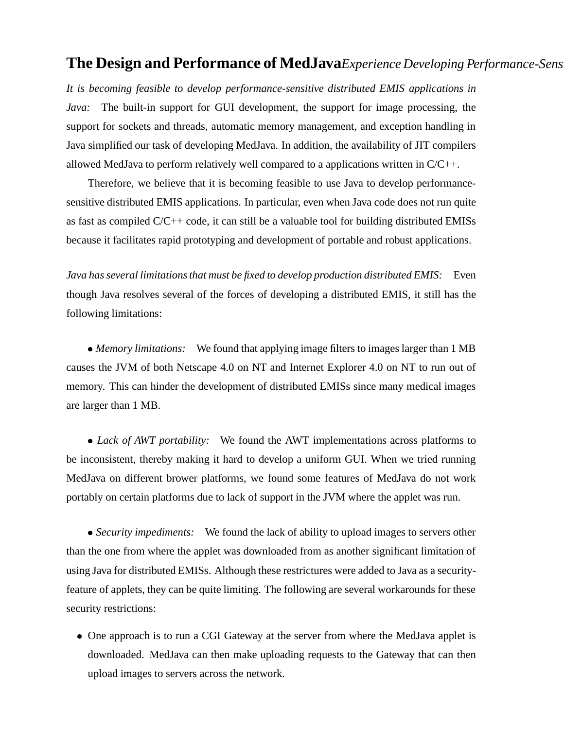# The Design and Performance of MedJava*Experience Developing Performance-Sens*

*It is becoming feasible to develop performance-sensitive distributed EMIS applications in Java:* The built-in support for GUI development, the support for image processing, the support for sockets and threads, automatic memory management, and exception handling in Java simplified our task of developing MedJava. In addition, the availability of JIT compilers allowed MedJava to perform relatively well compared to a applications written in C/C++.

Therefore, we believe that it is becoming feasible to use Java to develop performance-sensitive distributed EMIS applications. In particular, even when Java code does not run quite as fast as compiled C/C++ code, it can still be a valuable tool for building distributed EMISs because it facilitates rapid prototyping and development of portable and robust applications.

*Java has several limitations that must be fixed to develop production distributed EMIS:* Even though Java resolves several of the forces of developing a distributed EMIS, it still has the following limitations:

- *Memory limitations:* We found that applying image filters to images larger than 1 MB causes the JVM of both Netscape 4.0 on NT and Internet Explorer 4.0 on NT to run out of memory. This can hinder the development of distributed EMISs since many medical images are larger than 1 MB.

- *Lack of AWT portability:* We found the AWT implementations across platforms to be inconsistent, thereby making it hard to develop a uniform GUI. When we tried running MedJava on different brower platforms, we found some features of MedJava do not work portably on certain platforms due to lack of support in the JVM where the applet was run.

- *Security impediments:* We found the lack of ability to upload images to servers other than the one from where the applet was downloaded from as another significant limitation of using Java for distributed EMISs. Although these restrictures were added to Java as a security-feature of applets, they can be quite limiting. The following are several workarounds for these security restrictions:

  - One approach is to run a CGI Gateway at the server from where the MedJava applet is downloaded. MedJava can then make uploading requests to the Gateway that can then upload images to servers across the network.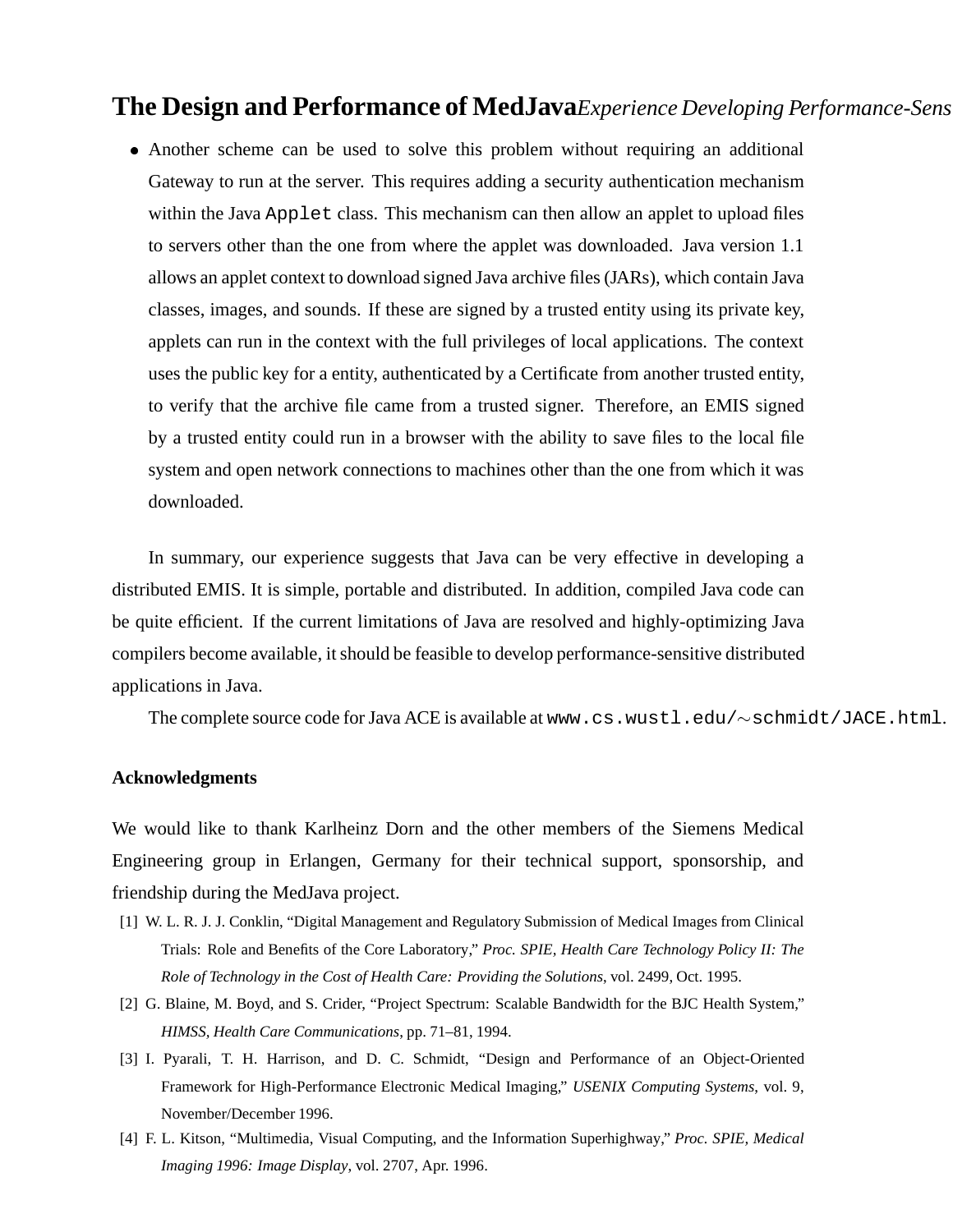- Another scheme can be used to solve this problem without requiring an additional Gateway to run at the server. This requires adding a security authentication mechanism within the Java `Applet` class. This mechanism can then allow an applet to upload files to servers other than the one from where the applet was downloaded. Java version 1.1 allows an applet context to download signed Java archive files (JARs), which contain Java classes, images, and sounds. If these are signed by a trusted entity using its private key, applets can run in the context with the full privileges of local applications. The context uses the public key for a entity, authenticated by a Certificate from another trusted entity, to verify that the archive file came from a trusted signer. Therefore, an EMIS signed by a trusted entity could run in a browser with the ability to save files to the local file system and open network connections to machines other than the one from which it was downloaded.

In summary, our experience suggests that Java can be very effective in developing a distributed EMIS. It is simple, portable and distributed. In addition, compiled Java code can be quite efficient. If the current limitations of Java are resolved and highly-optimizing Java compilers become available, it should be feasible to develop performance-sensitive distributed applications in Java.

The complete source code for Java ACE is available at `www.cs.wustl.edu/~schmidt/JACE.html`.

**Acknowledgments**

We would like to thank Karlheinz Dorn and the other members of the Siemens Medical Engineering group in Erlangen, Germany for their technical support, sponsorship, and friendship during the MedJava project.

[1] W. L. R. J. J. Conklin, "Digital Management and Regulatory Submission of Medical Images from Clinical Trials: Role and Benefits of the Core Laboratory," *Proc. SPIE, Health Care Technology Policy II: The Role of Technology in the Cost of Health Care: Providing the Solutions*, vol. 2499, Oct. 1995.

[2] G. Blaine, M. Boyd, and S. Crider, "Project Spectrum: Scalable Bandwidth for the BJC Health System," *HIMSS, Health Care Communications*, pp. 71–81, 1994.

[3] I. Pyarali, T. H. Harrison, and D. C. Schmidt, "Design and Performance of an Object-Oriented Framework for High-Performance Electronic Medical Imaging," *USENIX Computing Systems*, vol. 9, November/December 1996.

[4] F. L. Kitson, "Multimedia, Visual Computing, and the Information Superhighway," *Proc. SPIE, Medical Imaging 1996: Image Display*, vol. 2707, Apr. 1996.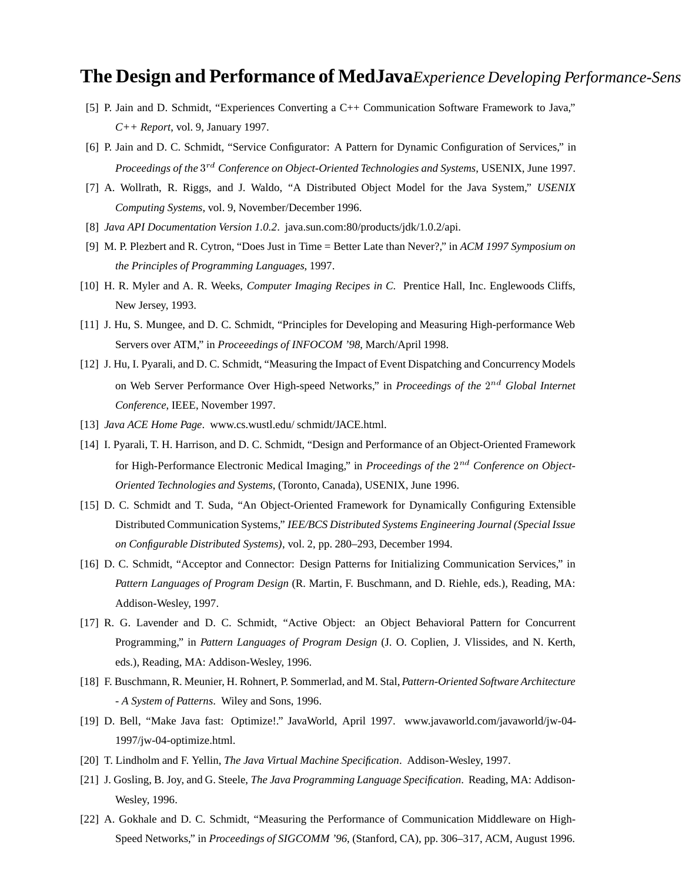[5] P. Jain and D. Schmidt, "Experiences Converting a C++ Communication Software Framework to Java," *C++ Report*, vol. 9, January 1997.

[6] P. Jain and D. C. Schmidt, "Service Configurator: A Pattern for Dynamic Configuration of Services," in *Proceedings of the* $3^{rd}$ *Conference on Object-Oriented Technologies and Systems*, USENIX, June 1997.

[7] A. Wollrath, R. Riggs, and J. Waldo, "A Distributed Object Model for the Java System," *USENIX Computing Systems*, vol. 9, November/December 1996.

[8] *Java API Documentation Version 1.0.2*. java.sun.com:80/products/jdk/1.0.2/api.

[9] M. P. Plezbert and R. Cytron, "Does Just in Time = Better Late than Never?," in *ACM 1997 Symposium on the Principles of Programming Languages*, 1997.

[10] H. R. Myler and A. R. Weeks, *Computer Imaging Recipes in C*. Prentice Hall, Inc. Englewoods Cliffs, New Jersey, 1993.

[11] J. Hu, S. Mungee, and D. C. Schmidt, "Principles for Developing and Measuring High-performance Web Servers over ATM," in *Proceeedings of INFOCOM '98*, March/April 1998.

[12] J. Hu, I. Pyarali, and D. C. Schmidt, "Measuring the Impact of Event Dispatching and Concurrency Models on Web Server Performance Over High-speed Networks," in *Proceedings of the* $2^{nd}$ *Global Internet Conference*, IEEE, November 1997.

[13] *Java ACE Home Page*. www.cs.wustl.edu/ schmidt/JACE.html.

[14] I. Pyarali, T. H. Harrison, and D. C. Schmidt, "Design and Performance of an Object-Oriented Framework for High-Performance Electronic Medical Imaging," in *Proceedings of the* $2^{nd}$ *Conference on Object-Oriented Technologies and Systems*, (Toronto, Canada), USENIX, June 1996.

[15] D. C. Schmidt and T. Suda, "An Object-Oriented Framework for Dynamically Configuring Extensible Distributed Communication Systems," *IEE/BCS Distributed Systems Engineering Journal (Special Issue on Configurable Distributed Systems)*, vol. 2, pp. 280–293, December 1994.

[16] D. C. Schmidt, "Acceptor and Connector: Design Patterns for Initializing Communication Services," in *Pattern Languages of Program Design* (R. Martin, F. Buschmann, and D. Riehle, eds.), Reading, MA: Addison-Wesley, 1997.

[17] R. G. Lavender and D. C. Schmidt, "Active Object: an Object Behavioral Pattern for Concurrent Programming," in *Pattern Languages of Program Design* (J. O. Coplien, J. Vlissides, and N. Kerth, eds.), Reading, MA: Addison-Wesley, 1996.

[18] F. Buschmann, R. Meunier, H. Rohnert, P. Sommerlad, and M. Stal, *Pattern-Oriented Software Architecture - A System of Patterns*. Wiley and Sons, 1996.

[19] D. Bell, "Make Java fast: Optimize!." JavaWorld, April 1997. www.javaworld.com/javaworld/jw-04-1997/jw-04-optimize.html.

[20] T. Lindholm and F. Yellin, *The Java Virtual Machine Specification*. Addison-Wesley, 1997.

[21] J. Gosling, B. Joy, and G. Steele, *The Java Programming Language Specification*. Reading, MA: Addison-Wesley, 1996.

[22] A. Gokhale and D. C. Schmidt, "Measuring the Performance of Communication Middleware on High-Speed Networks," in *Proceedings of SIGCOMM '96*, (Stanford, CA), pp. 306–317, ACM, August 1996.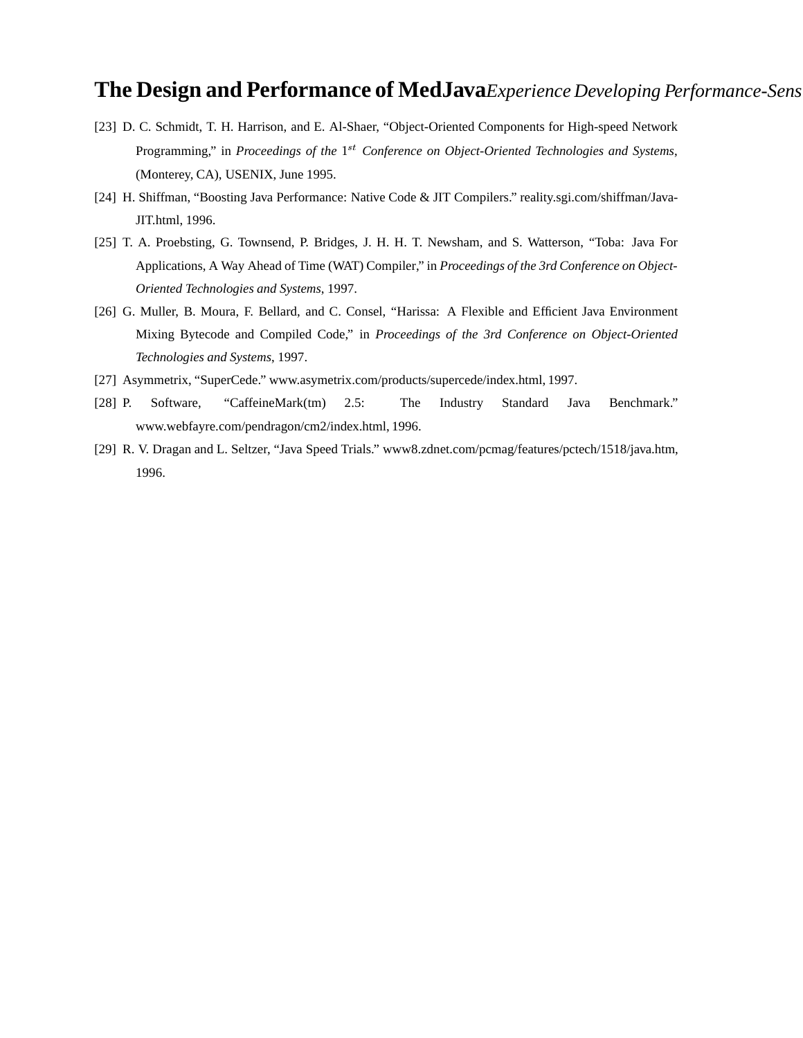[23] D. C. Schmidt, T. H. Harrison, and E. Al-Shaer, "Object-Oriented Components for High-speed Network Programming," in *Proceedings of the* $1^{st}$ *Conference on Object-Oriented Technologies and Systems*, (Monterey, CA), USENIX, June 1995.

[24] H. Shiffman, "Boosting Java Performance: Native Code & JIT Compilers." reality.sgi.com/shiffman/Java-JIT.html, 1996.

[25] T. A. Proebsting, G. Townsend, P. Bridges, J. H. H. T. Newsham, and S. Watterson, "Toba: Java For Applications, A Way Ahead of Time (WAT) Compiler," in *Proceedings of the 3rd Conference on Object-Oriented Technologies and Systems*, 1997.

[26] G. Muller, B. Moura, F. Bellard, and C. Consel, "Harissa: A Flexible and Efficient Java Environment Mixing Bytecode and Compiled Code," in *Proceedings of the 3rd Conference on Object-Oriented Technologies and Systems*, 1997.

[27] Asymmetrix, "SuperCede." www.asymetrix.com/products/supercede/index.html, 1997.

[28] P. Software, "CaffeineMark(tm) 2.5: The Industry Standard Java Benchmark." www.webfayre.com/pendragon/cm2/index.html, 1996.

[29] R. V. Dragan and L. Seltzer, "Java Speed Trials." www8.zdnet.com/pcmag/features/pctech/1518/java.htm, 1996.